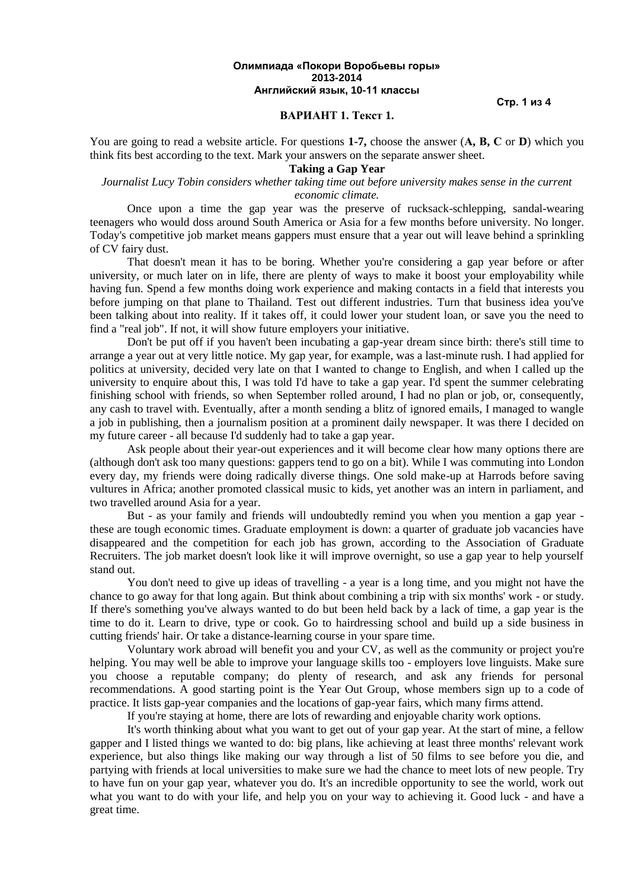**Олимпиада «Покори Воробьевы горы»**
**2013-2014**
**Английский язык, 10-11 классы**

## ВАРИАНТ 1. Текст 1.

You are going to read a website article. For questions **1-7,** choose the answer (**A, B, C** or **D**) which you think fits best according to the text. Mark your answers on the separate answer sheet.

### Taking a Gap Year

*Journalist Lucy Tobin considers whether taking time out before university makes sense in the current economic climate.*

Once upon a time the gap year was the preserve of rucksack-schlepping, sandal-wearing teenagers who would doss around South America or Asia for a few months before university. No longer. Today's competitive job market means gappers must ensure that a year out will leave behind a sprinkling of CV fairy dust.

That doesn't mean it has to be boring. Whether you're considering a gap year before or after university, or much later on in life, there are plenty of ways to make it boost your employability while having fun. Spend a few months doing work experience and making contacts in a field that interests you before jumping on that plane to Thailand. Test out different industries. Turn that business idea you've been talking about into reality. If it takes off, it could lower your student loan, or save you the need to find a "real job". If not, it will show future employers your initiative.

Don't be put off if you haven't been incubating a gap-year dream since birth: there's still time to arrange a year out at very little notice. My gap year, for example, was a last-minute rush. I had applied for politics at university, decided very late on that I wanted to change to English, and when I called up the university to enquire about this, I was told I'd have to take a gap year. I'd spent the summer celebrating finishing school with friends, so when September rolled around, I had no plan or job, or, consequently, any cash to travel with. Eventually, after a month sending a blitz of ignored emails, I managed to wangle a job in publishing, then a journalism position at a prominent daily newspaper. It was there I decided on my future career - all because I'd suddenly had to take a gap year.

Ask people about their year-out experiences and it will become clear how many options there are (although don't ask too many questions: gappers tend to go on a bit). While I was commuting into London every day, my friends were doing radically diverse things. One sold make-up at Harrods before saving vultures in Africa; another promoted classical music to kids, yet another was an intern in parliament, and two travelled around Asia for a year.

But - as your family and friends will undoubtedly remind you when you mention a gap year - these are tough economic times. Graduate employment is down: a quarter of graduate job vacancies have disappeared and the competition for each job has grown, according to the Association of Graduate Recruiters. The job market doesn't look like it will improve overnight, so use a gap year to help yourself stand out.

You don't need to give up ideas of travelling - a year is a long time, and you might not have the chance to go away for that long again. But think about combining a trip with six months' work - or study. If there's something you've always wanted to do but been held back by a lack of time, a gap year is the time to do it. Learn to drive, type or cook. Go to hairdressing school and build up a side business in cutting friends' hair. Or take a distance-learning course in your spare time.

Voluntary work abroad will benefit you and your CV, as well as the community or project you're helping. You may well be able to improve your language skills too - employers love linguists. Make sure you choose a reputable company; do plenty of research, and ask any friends for personal recommendations. A good starting point is the Year Out Group, whose members sign up to a code of practice. It lists gap-year companies and the locations of gap-year fairs, which many firms attend.

If you're staying at home, there are lots of rewarding and enjoyable charity work options.

It's worth thinking about what you want to get out of your gap year. At the start of mine, a fellow gapper and I listed things we wanted to do: big plans, like achieving at least three months' relevant work experience, but also things like making our way through a list of 50 films to see before you die, and partying with friends at local universities to make sure we had the chance to meet lots of new people. Try to have fun on your gap year, whatever you do. It's an incredible opportunity to see the world, work out what you want to do with your life, and help you on your way to achieving it. Good luck - and have a great time.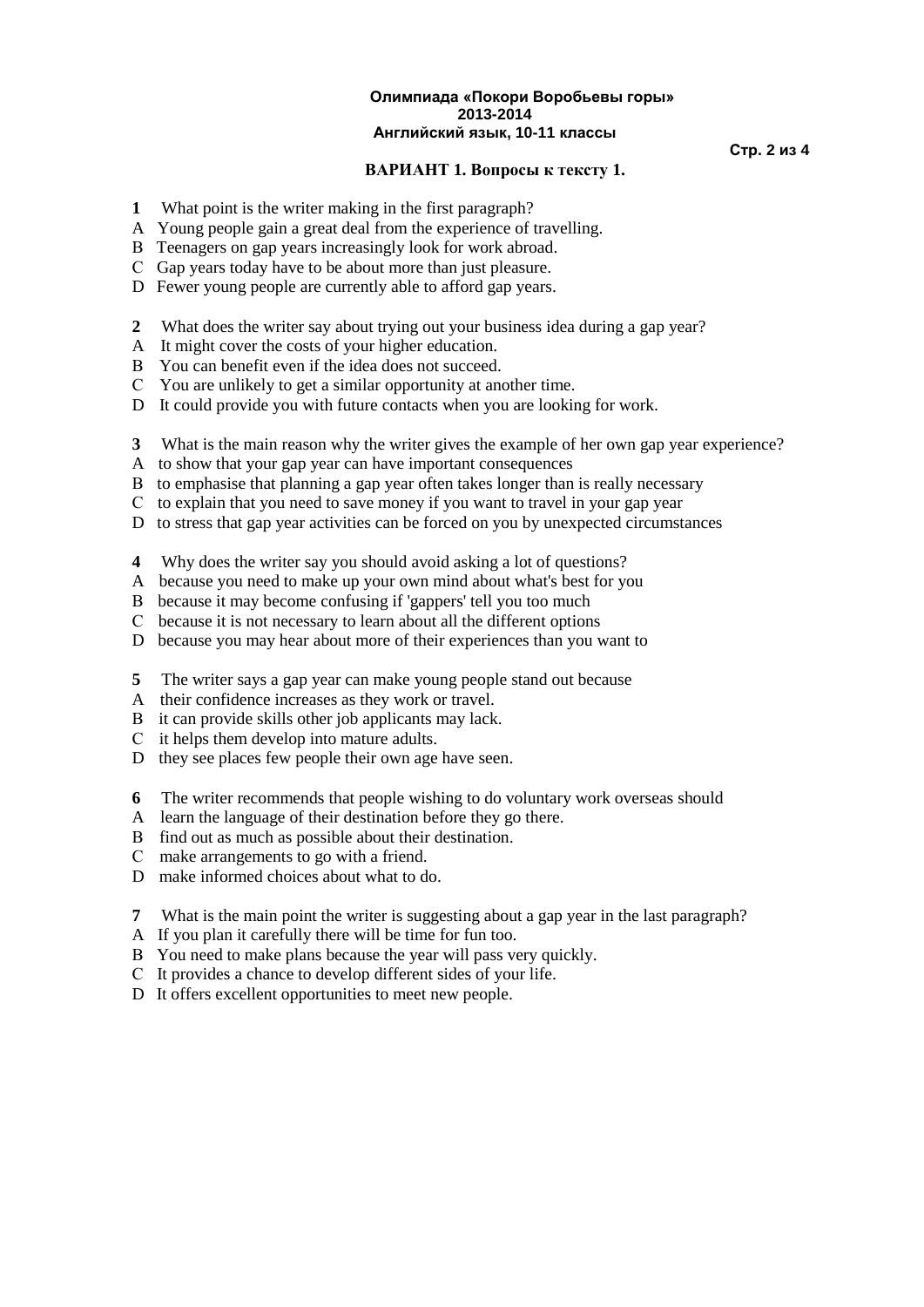## ВАРИАНТ 1. Вопросы к тексту 1.

**1** What point is the writer making in the first paragraph?

A Young people gain a great deal from the experience of travelling.
B Teenagers on gap years increasingly look for work abroad.
C Gap years today have to be about more than just pleasure.
D Fewer young people are currently able to afford gap years.

**2** What does the writer say about trying out your business idea during a gap year?

A It might cover the costs of your higher education.
B You can benefit even if the idea does not succeed.
C You are unlikely to get a similar opportunity at another time.
D It could provide you with future contacts when you are looking for work.

**3** What is the main reason why the writer gives the example of her own gap year experience?

A to show that your gap year can have important consequences
B to emphasise that planning a gap year often takes longer than is really necessary
C to explain that you need to save money if you want to travel in your gap year
D to stress that gap year activities can be forced on you by unexpected circumstances

**4** Why does the writer say you should avoid asking a lot of questions?

A because you need to make up your own mind about what's best for you
B because it may become confusing if 'gappers' tell you too much
C because it is not necessary to learn about all the different options
D because you may hear about more of their experiences than you want to

**5** The writer says a gap year can make young people stand out because

A their confidence increases as they work or travel.
B it can provide skills other job applicants may lack.
C it helps them develop into mature adults.
D they see places few people their own age have seen.

**6** The writer recommends that people wishing to do voluntary work overseas should

A learn the language of their destination before they go there.
B find out as much as possible about their destination.
C make arrangements to go with a friend.
D make informed choices about what to do.

**7** What is the main point the writer is suggesting about a gap year in the last paragraph?

A If you plan it carefully there will be time for fun too.
B You need to make plans because the year will pass very quickly.
C It provides a chance to develop different sides of your life.
D It offers excellent opportunities to meet new people.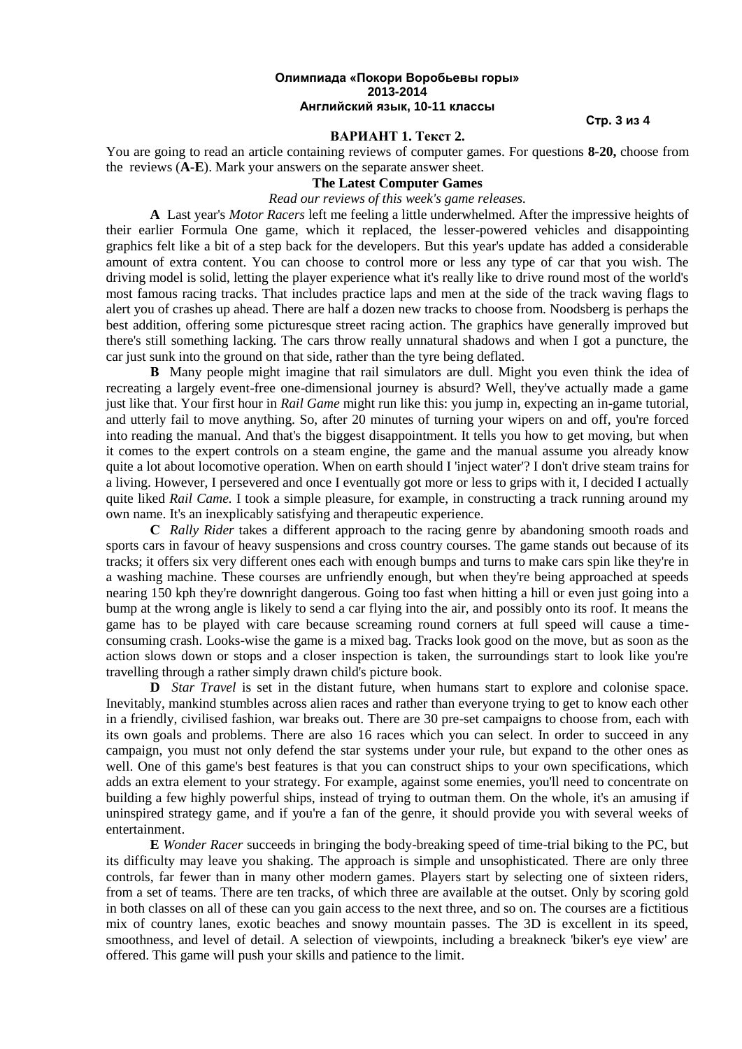**Олимпиада «Покори Воробьевы горы»**
**2013-2014**
**Английский язык, 10-11 классы**

## ВАРИАНТ 1. Текст 2.

You are going to read an article containing reviews of computer games. For questions **8-20,** choose from the reviews (**A-E**). Mark your answers on the separate answer sheet.

### The Latest Computer Games

*Read our reviews of this week's game releases.*

**A** Last year's *Motor Racers* left me feeling a little underwhelmed. After the impressive heights of their earlier Formula One game, which it replaced, the lesser-powered vehicles and disappointing graphics felt like a bit of a step back for the developers. But this year's update has added a considerable amount of extra content. You can choose to control more or less any type of car that you wish. The driving model is solid, letting the player experience what it's really like to drive round most of the world's most famous racing tracks. That includes practice laps and men at the side of the track waving flags to alert you of crashes up ahead. There are half a dozen new tracks to choose from. Noodsberg is perhaps the best addition, offering some picturesque street racing action. The graphics have generally improved but there's still something lacking. The cars throw really unnatural shadows and when I got a puncture, the car just sunk into the ground on that side, rather than the tyre being deflated.

**B** Many people might imagine that rail simulators are dull. Might you even think the idea of recreating a largely event-free one-dimensional journey is absurd? Well, they've actually made a game just like that. Your first hour in *Rail Game* might run like this: you jump in, expecting an in-game tutorial, and utterly fail to move anything. So, after 20 minutes of turning your wipers on and off, you're forced into reading the manual. And that's the biggest disappointment. It tells you how to get moving, but when it comes to the expert controls on a steam engine, the game and the manual assume you already know quite a lot about locomotive operation. When on earth should I 'inject water'? I don't drive steam trains for a living. However, I persevered and once I eventually got more or less to grips with it, I decided I actually quite liked *Rail Came.* I took a simple pleasure, for example, in constructing a track running around my own name. It's an inexplicably satisfying and therapeutic experience.

**C** *Rally Rider* takes a different approach to the racing genre by abandoning smooth roads and sports cars in favour of heavy suspensions and cross country courses. The game stands out because of its tracks; it offers six very different ones each with enough bumps and turns to make cars spin like they're in a washing machine. These courses are unfriendly enough, but when they're being approached at speeds nearing 150 kph they're downright dangerous. Going too fast when hitting a hill or even just going into a bump at the wrong angle is likely to send a car flying into the air, and possibly onto its roof. It means the game has to be played with care because screaming round corners at full speed will cause a time-consuming crash. Looks-wise the game is a mixed bag. Tracks look good on the move, but as soon as the action slows down or stops and a closer inspection is taken, the surroundings start to look like you're travelling through a rather simply drawn child's picture book.

**D** *Star Travel* is set in the distant future, when humans start to explore and colonise space. Inevitably, mankind stumbles across alien races and rather than everyone trying to get to know each other in a friendly, civilised fashion, war breaks out. There are 30 pre-set campaigns to choose from, each with its own goals and problems. There are also 16 races which you can select. In order to succeed in any campaign, you must not only defend the star systems under your rule, but expand to the other ones as well. One of this game's best features is that you can construct ships to your own specifications, which adds an extra element to your strategy. For example, against some enemies, you'll need to concentrate on building a few highly powerful ships, instead of trying to outman them. On the whole, it's an amusing if uninspired strategy game, and if you're a fan of the genre, it should provide you with several weeks of entertainment.

**E** *Wonder Racer* succeeds in bringing the body-breaking speed of time-trial biking to the PC, but its difficulty may leave you shaking. The approach is simple and unsophisticated. There are only three controls, far fewer than in many other modern games. Players start by selecting one of sixteen riders, from a set of teams. There are ten tracks, of which three are available at the outset. Only by scoring gold in both classes on all of these can you gain access to the next three, and so on. The courses are a fictitious mix of country lanes, exotic beaches and snowy mountain passes. The 3D is excellent in its speed, smoothness, and level of detail. A selection of viewpoints, including a breakneck 'biker's eye view' are offered. This game will push your skills and patience to the limit.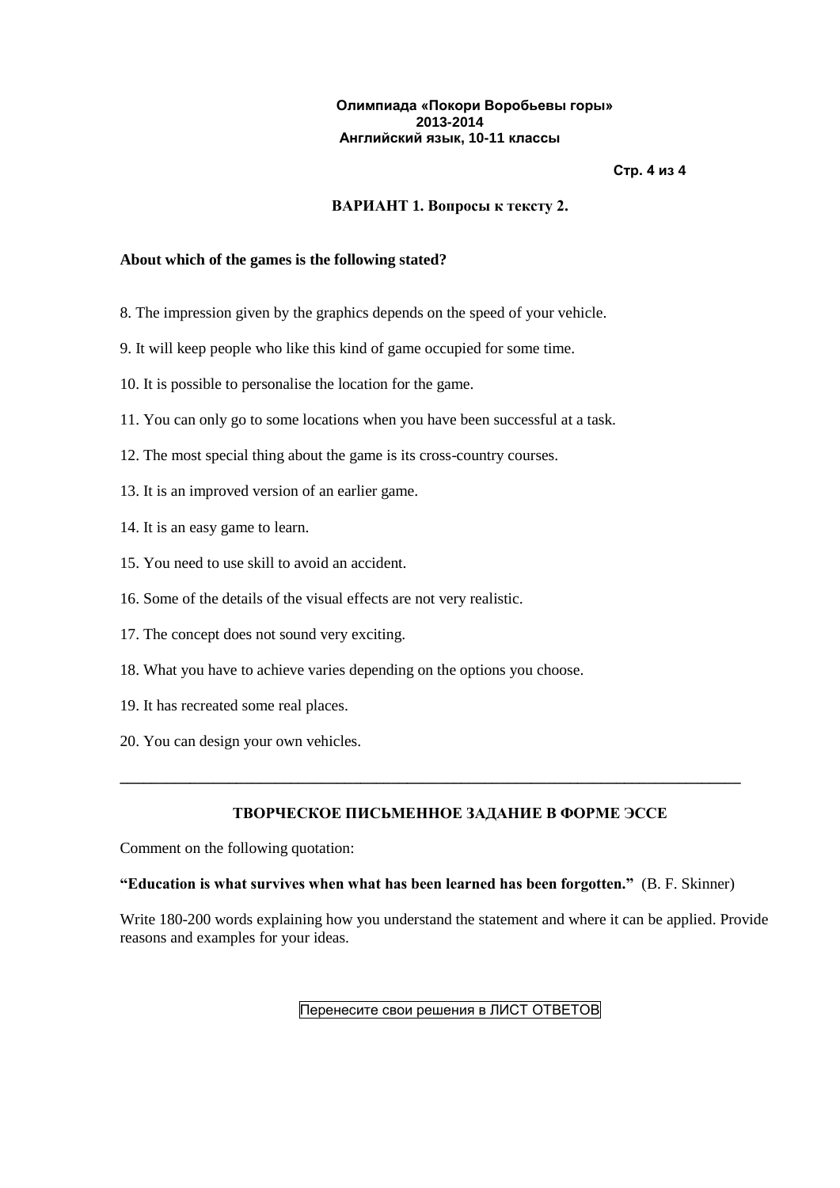## ВАРИАНТ 1. Вопросы к тексту 2.

**About which of the games is the following stated?**

8. The impression given by the graphics depends on the speed of your vehicle.

9. It will keep people who like this kind of game occupied for some time.

10. It is possible to personalise the location for the game.

11. You can only go to some locations when you have been successful at a task.

12. The most special thing about the game is its cross-country courses.

13. It is an improved version of an earlier game.

14. It is an easy game to learn.

15. You need to use skill to avoid an accident.

16. Some of the details of the visual effects are not very realistic.

17. The concept does not sound very exciting.

18. What you have to achieve varies depending on the options you choose.

19. It has recreated some real places.

20. You can design your own vehicles.

---

## ТВОРЧЕСКОЕ ПИСЬМЕННОЕ ЗАДАНИЕ В ФОРМЕ ЭССЕ

Comment on the following quotation:

**“Education is what survives when what has been learned has been forgotten.”** (B. F. Skinner)

Write 180-200 words explaining how you understand the statement and where it can be applied. Provide reasons and examples for your ideas.

Перенесите свои решения в ЛИСТ ОТВЕТОВ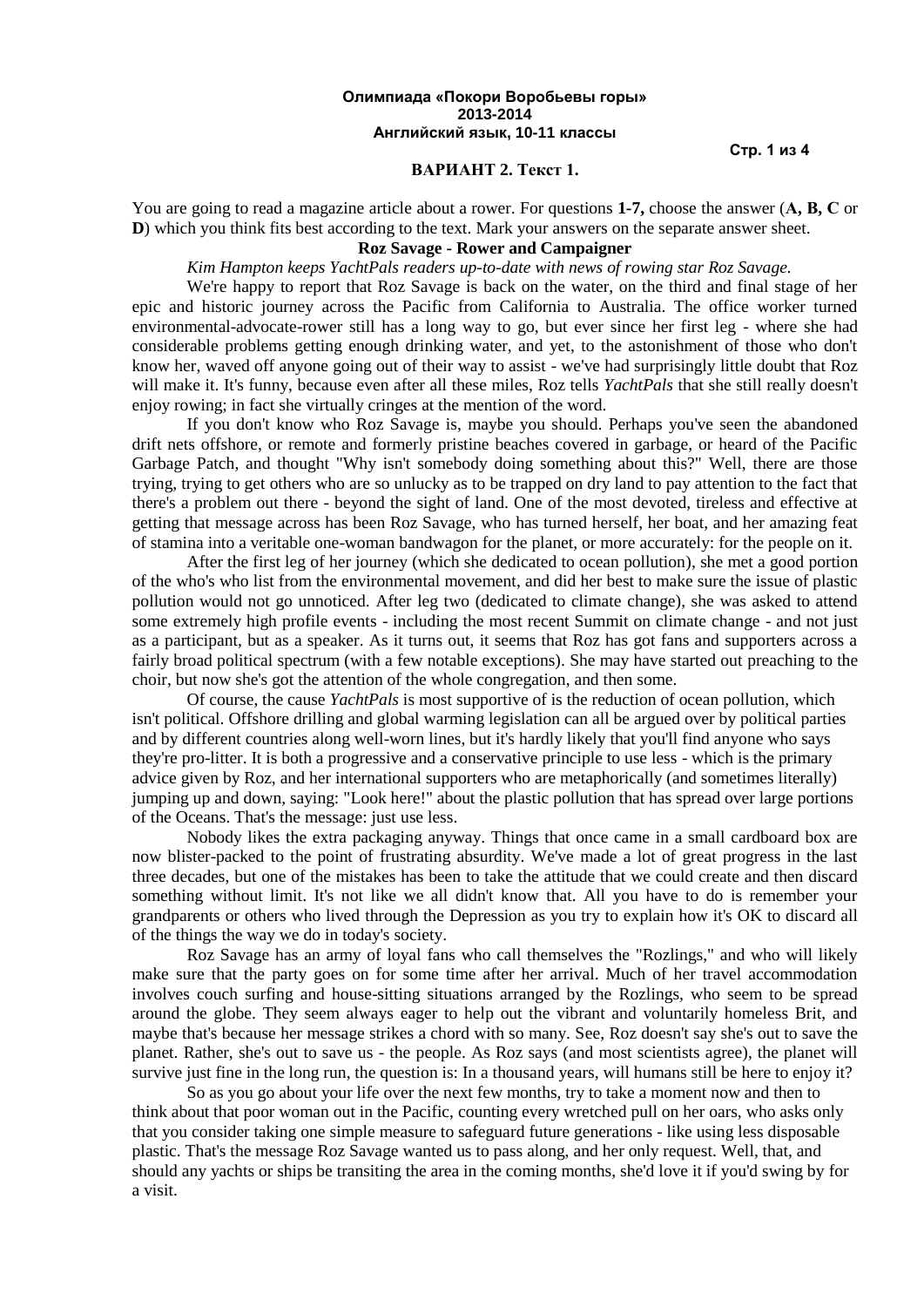Олимпиада «Покори Воробьевы горы»
2013-2014
Английский язык, 10-11 классы

## ВАРИАНТ 2. Текст 1.

You are going to read a magazine article about a rower. For questions **1-7,** choose the answer (**A, B, C** or **D**) which you think fits best according to the text. Mark your answers on the separate answer sheet.

### Roz Savage - Rower and Campaigner

*Kim Hampton keeps YachtPals readers up-to-date with news of rowing star Roz Savage.*

We're happy to report that Roz Savage is back on the water, on the third and final stage of her epic and historic journey across the Pacific from California to Australia. The office worker turned environmental-advocate-rower still has a long way to go, but ever since her first leg - where she had considerable problems getting enough drinking water, and yet, to the astonishment of those who don't know her, waved off anyone going out of their way to assist - we've had surprisingly little doubt that Roz will make it. It's funny, because even after all these miles, Roz tells *YachtPals* that she still really doesn't enjoy rowing; in fact she virtually cringes at the mention of the word.

If you don't know who Roz Savage is, maybe you should. Perhaps you've seen the abandoned drift nets offshore, or remote and formerly pristine beaches covered in garbage, or heard of the Pacific Garbage Patch, and thought "Why isn't somebody doing something about this?" Well, there are those trying, trying to get others who are so unlucky as to be trapped on dry land to pay attention to the fact that there's a problem out there - beyond the sight of land. One of the most devoted, tireless and effective at getting that message across has been Roz Savage, who has turned herself, her boat, and her amazing feat of stamina into a veritable one-woman bandwagon for the planet, or more accurately: for the people on it.

After the first leg of her journey (which she dedicated to ocean pollution), she met a good portion of the who's who list from the environmental movement, and did her best to make sure the issue of plastic pollution would not go unnoticed. After leg two (dedicated to climate change), she was asked to attend some extremely high profile events - including the most recent Summit on climate change - and not just as a participant, but as a speaker. As it turns out, it seems that Roz has got fans and supporters across a fairly broad political spectrum (with a few notable exceptions). She may have started out preaching to the choir, but now she's got the attention of the whole congregation, and then some.

Of course, the cause *YachtPals* is most supportive of is the reduction of ocean pollution, which isn't political. Offshore drilling and global warming legislation can all be argued over by political parties and by different countries along well-worn lines, but it's hardly likely that you'll find anyone who says they're pro-litter. It is both a progressive and a conservative principle to use less - which is the primary advice given by Roz, and her international supporters who are metaphorically (and sometimes literally) jumping up and down, saying: "Look here!" about the plastic pollution that has spread over large portions of the Oceans. That's the message: just use less.

Nobody likes the extra packaging anyway. Things that once came in a small cardboard box are now blister-packed to the point of frustrating absurdity. We've made a lot of great progress in the last three decades, but one of the mistakes has been to take the attitude that we could create and then discard something without limit. It's not like we all didn't know that. All you have to do is remember your grandparents or others who lived through the Depression as you try to explain how it's OK to discard all of the things the way we do in today's society.

Roz Savage has an army of loyal fans who call themselves the "Rozlings," and who will likely make sure that the party goes on for some time after her arrival. Much of her travel accommodation involves couch surfing and house-sitting situations arranged by the Rozlings, who seem to be spread around the globe. They seem always eager to help out the vibrant and voluntarily homeless Brit, and maybe that's because her message strikes a chord with so many. See, Roz doesn't say she's out to save the planet. Rather, she's out to save us - the people. As Roz says (and most scientists agree), the planet will survive just fine in the long run, the question is: In a thousand years, will humans still be here to enjoy it?

So as you go about your life over the next few months, try to take a moment now and then to think about that poor woman out in the Pacific, counting every wretched pull on her oars, who asks only that you consider taking one simple measure to safeguard future generations - like using less disposable plastic. That's the message Roz Savage wanted us to pass along, and her only request. Well, that, and should any yachts or ships be transiting the area in the coming months, she'd love it if you'd swing by for a visit.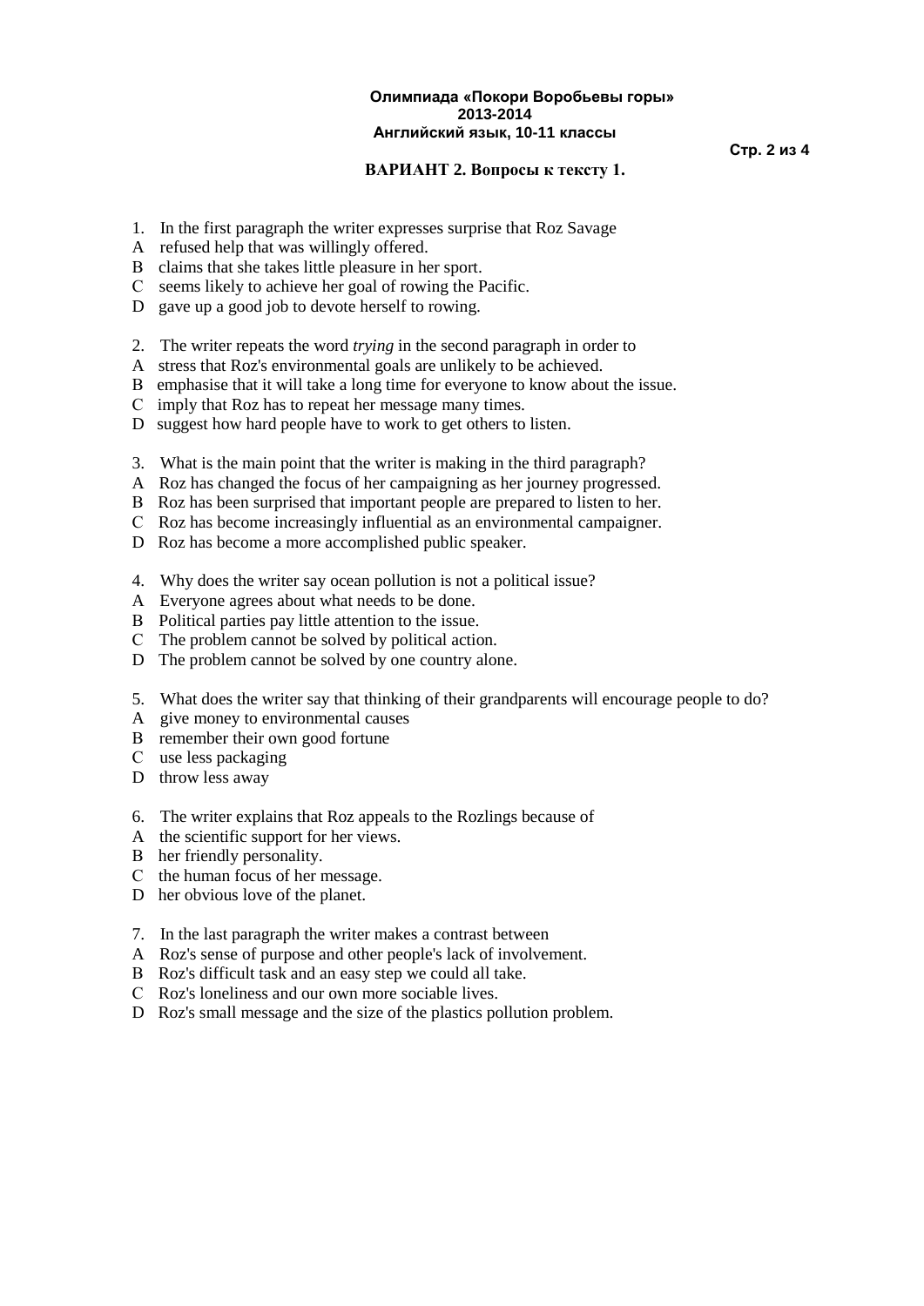**Олимпиада «Покори Воробьевы горы»**
**2013-2014**
**Английский язык, 10-11 классы**

## ВАРИАНТ 2. Вопросы к тексту 1.

1. In the first paragraph the writer expresses surprise that Roz Savage
A refused help that was willingly offered.
B claims that she takes little pleasure in her sport.
C seems likely to achieve her goal of rowing the Pacific.
D gave up a good job to devote herself to rowing.

2. The writer repeats the word *trying* in the second paragraph in order to
A stress that Roz's environmental goals are unlikely to be achieved.
B emphasise that it will take a long time for everyone to know about the issue.
C imply that Roz has to repeat her message many times.
D suggest how hard people have to work to get others to listen.

3. What is the main point that the writer is making in the third paragraph?
A Roz has changed the focus of her campaigning as her journey progressed.
B Roz has been surprised that important people are prepared to listen to her.
C Roz has become increasingly influential as an environmental campaigner.
D Roz has become a more accomplished public speaker.

4. Why does the writer say ocean pollution is not a political issue?
A Everyone agrees about what needs to be done.
B Political parties pay little attention to the issue.
C The problem cannot be solved by political action.
D The problem cannot be solved by one country alone.

5. What does the writer say that thinking of their grandparents will encourage people to do?
A give money to environmental causes
B remember their own good fortune
C use less packaging
D throw less away

6. The writer explains that Roz appeals to the Rozlings because of
A the scientific support for her views.
B her friendly personality.
C the human focus of her message.
D her obvious love of the planet.

7. In the last paragraph the writer makes a contrast between
A Roz's sense of purpose and other people's lack of involvement.
B Roz's difficult task and an easy step we could all take.
C Roz's loneliness and our own more sociable lives.
D Roz's small message and the size of the plastics pollution problem.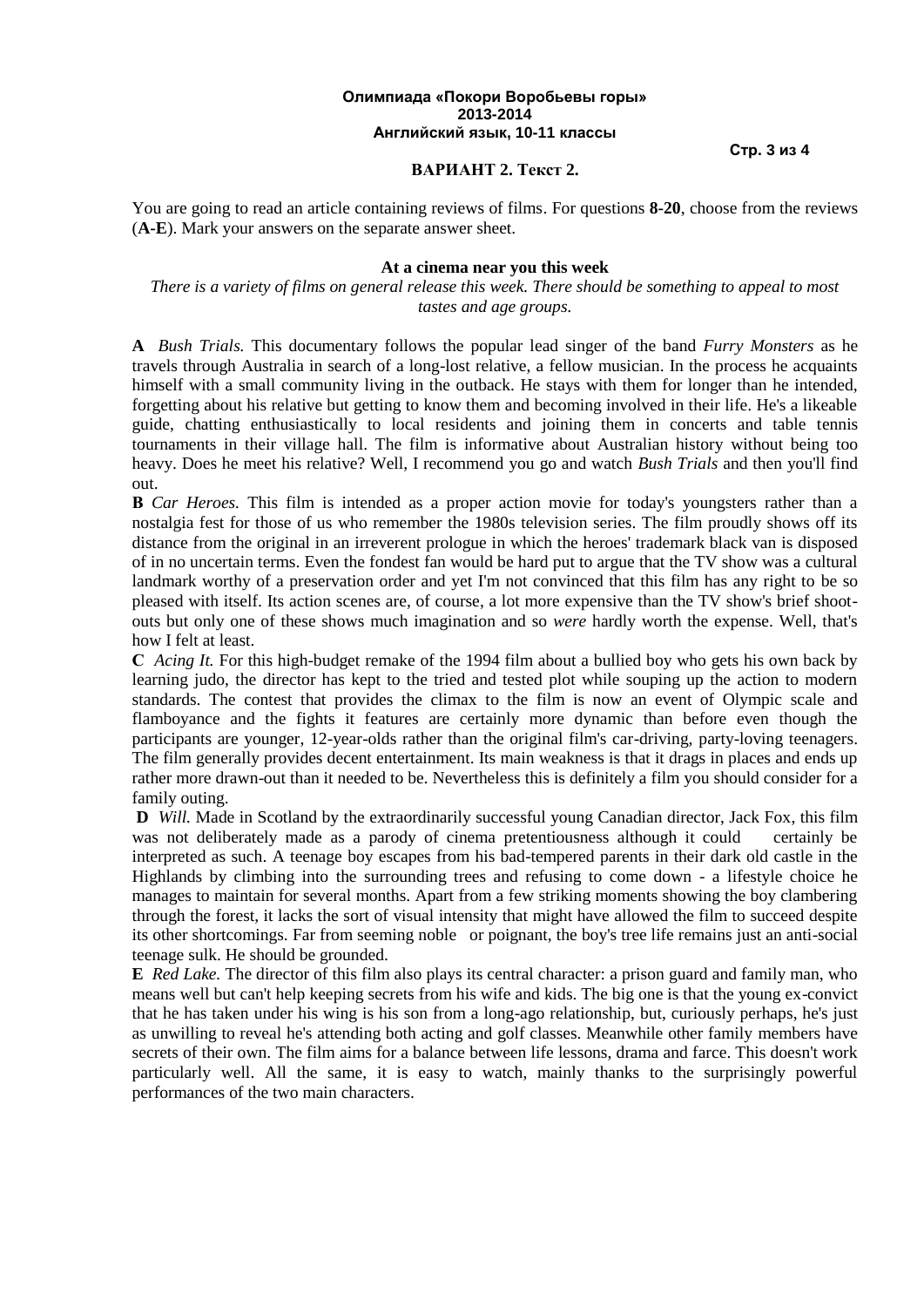**ВАРИАНТ 2. Текст 2.**

You are going to read an article containing reviews of films. For questions **8-20**, choose from the reviews (**A-E**). Mark your answers on the separate answer sheet.

**At a cinema near you this week**

*There is a variety of films on general release this week. There should be something to appeal to most tastes and age groups.*

**A** *Bush Trials.* This documentary follows the popular lead singer of the band *Furry Monsters* as he travels through Australia in search of a long-lost relative, a fellow musician. In the process he acquaints himself with a small community living in the outback. He stays with them for longer than he intended, forgetting about his relative but getting to know them and becoming involved in their life. He's a likeable guide, chatting enthusiastically to local residents and joining them in concerts and table tennis tournaments in their village hall. The film is informative about Australian history without being too heavy. Does he meet his relative? Well, I recommend you go and watch *Bush Trials* and then you'll find out.

**B** *Car Heroes.* This film is intended as a proper action movie for today's youngsters rather than a nostalgia fest for those of us who remember the 1980s television series. The film proudly shows off its distance from the original in an irreverent prologue in which the heroes' trademark black van is disposed of in no uncertain terms. Even the fondest fan would be hard put to argue that the TV show was a cultural landmark worthy of a preservation order and yet I'm not convinced that this film has any right to be so pleased with itself. Its action scenes are, of course, a lot more expensive than the TV show's brief shoot-outs but only one of these shows much imagination and so *were* hardly worth the expense. Well, that's how I felt at least.

**C** *Acing It.* For this high-budget remake of the 1994 film about a bullied boy who gets his own back by learning judo, the director has kept to the tried and tested plot while souping up the action to modern standards. The contest that provides the climax to the film is now an event of Olympic scale and flamboyance and the fights it features are certainly more dynamic than before even though the participants are younger, 12-year-olds rather than the original film's car-driving, party-loving teenagers. The film generally provides decent entertainment. Its main weakness is that it drags in places and ends up rather more drawn-out than it needed to be. Nevertheless this is definitely a film you should consider for a family outing.

**D** *Will.* Made in Scotland by the extraordinarily successful young Canadian director, Jack Fox, this film was not deliberately made as a parody of cinema pretentiousness although it could certainly be interpreted as such. A teenage boy escapes from his bad-tempered parents in their dark old castle in the Highlands by climbing into the surrounding trees and refusing to come down - a lifestyle choice he manages to maintain for several months. Apart from a few striking moments showing the boy clambering through the forest, it lacks the sort of visual intensity that might have allowed the film to succeed despite its other shortcomings. Far from seeming noble or poignant, the boy's tree life remains just an anti-social teenage sulk. He should be grounded.

**E** *Red Lake.* The director of this film also plays its central character: a prison guard and family man, who means well but can't help keeping secrets from his wife and kids. The big one is that the young ex-convict that he has taken under his wing is his son from a long-ago relationship, but, curiously perhaps, he's just as unwilling to reveal he's attending both acting and golf classes. Meanwhile other family members have secrets of their own. The film aims for a balance between life lessons, drama and farce. This doesn't work particularly well. All the same, it is easy to watch, mainly thanks to the surprisingly powerful performances of the two main characters.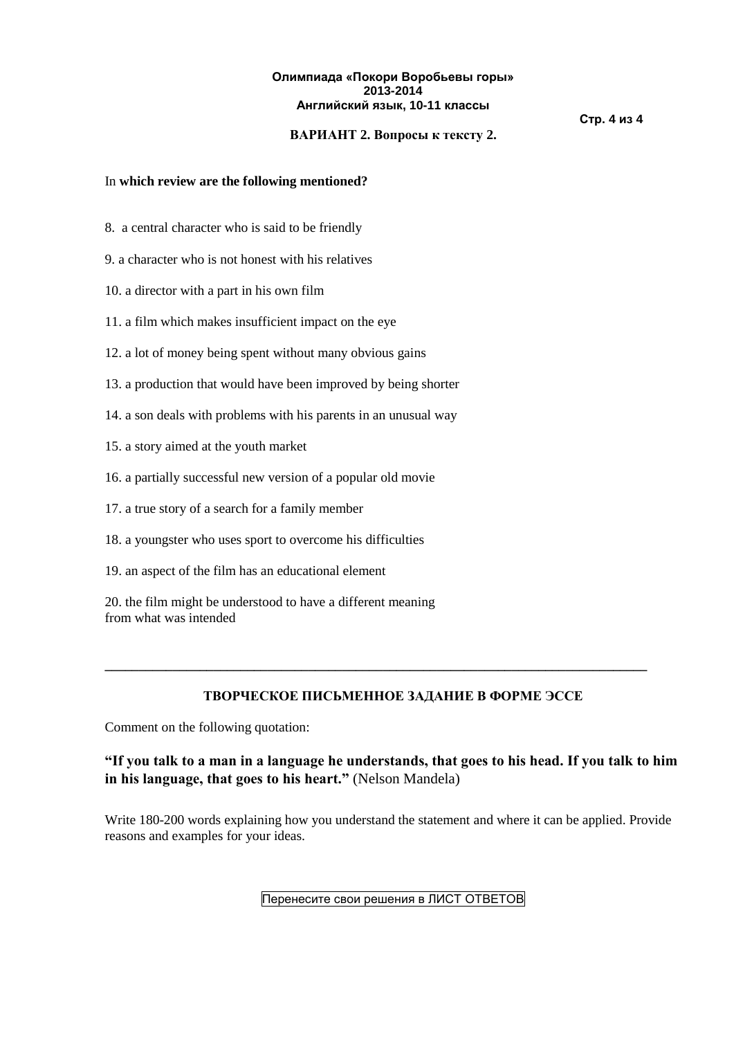**ВАРИАНТ 2. Вопросы к тексту 2.**

In **which review are the following mentioned?**

8. a central character who is said to be friendly

9. a character who is not honest with his relatives

10. a director with a part in his own film

11. a film which makes insufficient impact on the eye

12. a lot of money being spent without many obvious gains

13. a production that would have been improved by being shorter

14. a son deals with problems with his parents in an unusual way

15. a story aimed at the youth market

16. a partially successful new version of a popular old movie

17. a true story of a search for a family member

18. a youngster who uses sport to overcome his difficulties

19. an aspect of the film has an educational element

20. the film might be understood to have a different meaning from what was intended

---

## ТВОРЧЕСКОЕ ПИСЬМЕННОЕ ЗАДАНИЕ В ФОРМЕ ЭССЕ

Comment on the following quotation:

**"If you talk to a man in a language he understands, that goes to his head. If you talk to him in his language, that goes to his heart."** (Nelson Mandela)

Write 180-200 words explaining how you understand the statement and where it can be applied. Provide reasons and examples for your ideas.

Перенесите свои решения в ЛИСТ ОТВЕТОВ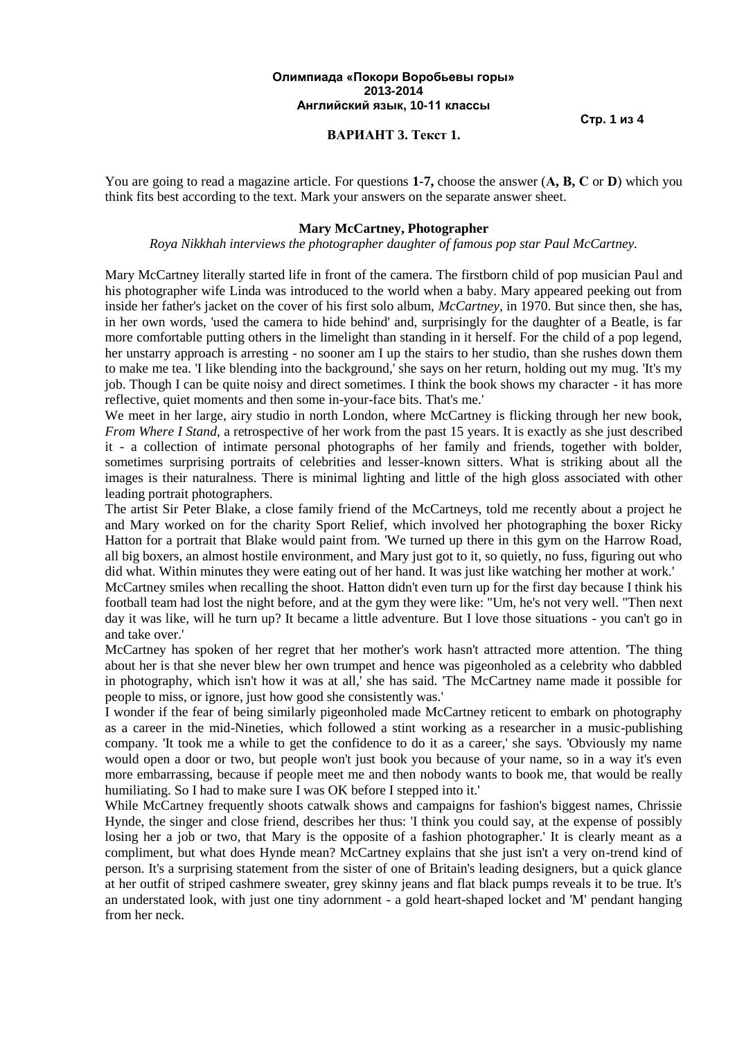**Олимпиада «Покори Воробьевы горы»**
**2013-2014**
**Английский язык, 10-11 классы**

**ВАРИАНТ 3. Текст 1.**

You are going to read a magazine article. For questions **1-7,** choose the answer (**A, B, C** or **D**) which you think fits best according to the text. Mark your answers on the separate answer sheet.

### Mary McCartney, Photographer

*Roya Nikkhah interviews the photographer daughter of famous pop star Paul McCartney.*

Mary McCartney literally started life in front of the camera. The firstborn child of pop musician Paul and his photographer wife Linda was introduced to the world when a baby. Mary appeared peeking out from inside her father's jacket on the cover of his first solo album, *McCartney,* in 1970. But since then, she has, in her own words, 'used the camera to hide behind' and, surprisingly for the daughter of a Beatle, is far more comfortable putting others in the limelight than standing in it herself. For the child of a pop legend, her unstarry approach is arresting - no sooner am I up the stairs to her studio, than she rushes down them to make me tea. 'I like blending into the background,' she says on her return, holding out my mug. 'It's my job. Though I can be quite noisy and direct sometimes. I think the book shows my character - it has more reflective, quiet moments and then some in-your-face bits. That's me.'

We meet in her large, airy studio in north London, where McCartney is flicking through her new book, *From Where I Stand,* a retrospective of her work from the past 15 years. It is exactly as she just described it - a collection of intimate personal photographs of her family and friends, together with bolder, sometimes surprising portraits of celebrities and lesser-known sitters. What is striking about all the images is their naturalness. There is minimal lighting and little of the high gloss associated with other leading portrait photographers.

The artist Sir Peter Blake, a close family friend of the McCartneys, told me recently about a project he and Mary worked on for the charity Sport Relief, which involved her photographing the boxer Ricky Hatton for a portrait that Blake would paint from. 'We turned up there in this gym on the Harrow Road, all big boxers, an almost hostile environment, and Mary just got to it, so quietly, no fuss, figuring out who did what. Within minutes they were eating out of her hand. It was just like watching her mother at work.'

McCartney smiles when recalling the shoot. Hatton didn't even turn up for the first day because I think his football team had lost the night before, and at the gym they were like: "Um, he's not very well. "Then next day it was like, will he turn up? It became a little adventure. But I love those situations - you can't go in and take over.'

McCartney has spoken of her regret that her mother's work hasn't attracted more attention. 'The thing about her is that she never blew her own trumpet and hence was pigeonholed as a celebrity who dabbled in photography, which isn't how it was at all,' she has said. 'The McCartney name made it possible for people to miss, or ignore, just how good she consistently was.'

I wonder if the fear of being similarly pigeonholed made McCartney reticent to embark on photography as a career in the mid-Nineties, which followed a stint working as a researcher in a music-publishing company. 'It took me a while to get the confidence to do it as a career,' she says. 'Obviously my name would open a door or two, but people won't just book you because of your name, so in a way it's even more embarrassing, because if people meet me and then nobody wants to book me, that would be really humiliating. So I had to make sure I was OK before I stepped into it.'

While McCartney frequently shoots catwalk shows and campaigns for fashion's biggest names, Chrissie Hynde, the singer and close friend, describes her thus: 'I think you could say, at the expense of possibly losing her a job or two, that Mary is the opposite of a fashion photographer.' It is clearly meant as a compliment, but what does Hynde mean? McCartney explains that she just isn't a very on-trend kind of person. It's a surprising statement from the sister of one of Britain's leading designers, but a quick glance at her outfit of striped cashmere sweater, grey skinny jeans and flat black pumps reveals it to be true. It's an understated look, with just one tiny adornment - a gold heart-shaped locket and 'M' pendant hanging from her neck.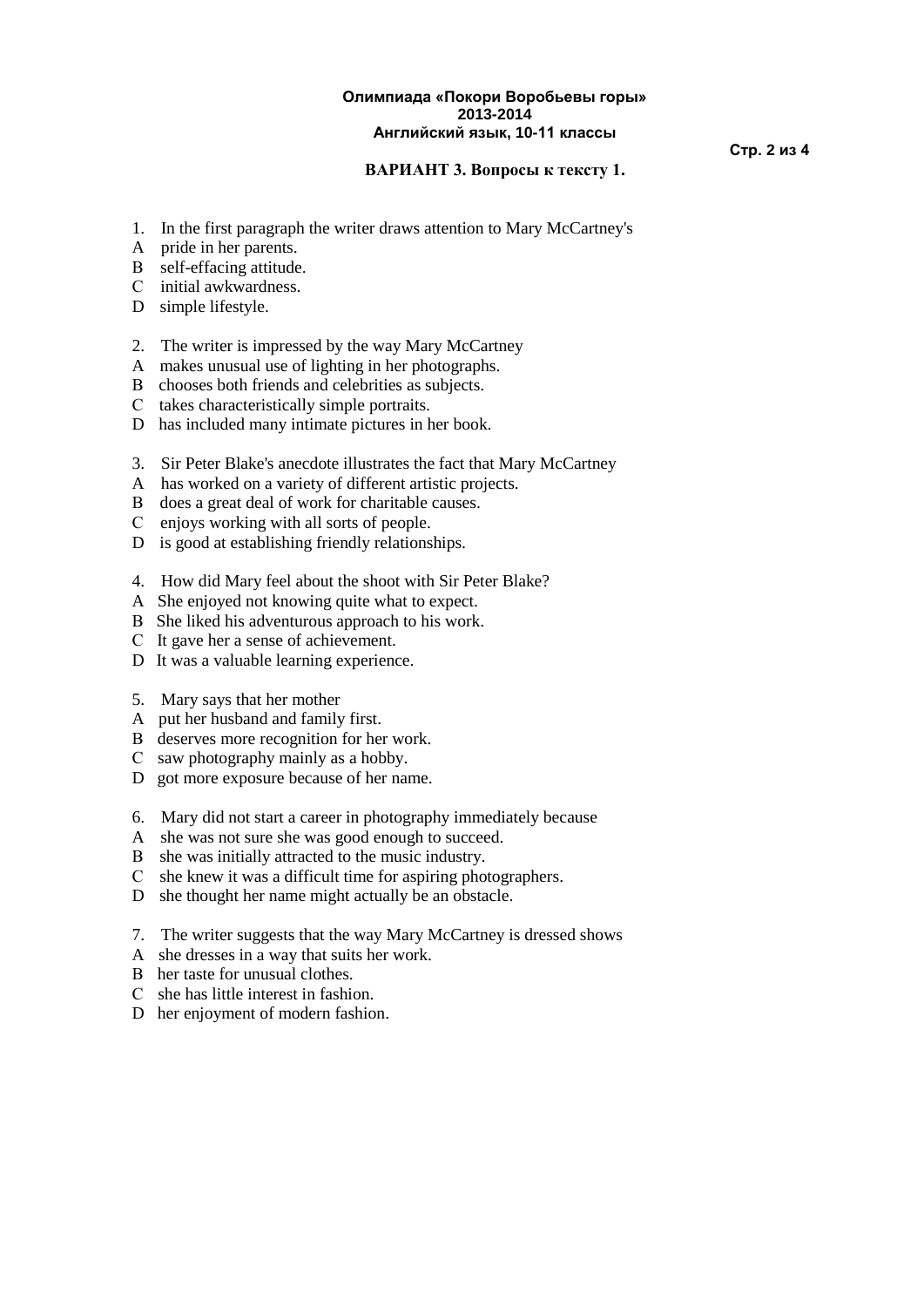**Олимпиада «Покори Воробьевы горы»**
**2013-2014**
**Английский язык, 10-11 классы**

### ВАРИАНТ 3. Вопросы к тексту 1.

1. In the first paragraph the writer draws attention to Mary McCartney's
A pride in her parents.
B self-effacing attitude.
C initial awkwardness.
D simple lifestyle.

2. The writer is impressed by the way Mary McCartney
A makes unusual use of lighting in her photographs.
B chooses both friends and celebrities as subjects.
C takes characteristically simple portraits.
D has included many intimate pictures in her book.

3. Sir Peter Blake's anecdote illustrates the fact that Mary McCartney
A has worked on a variety of different artistic projects.
B does a great deal of work for charitable causes.
C enjoys working with all sorts of people.
D is good at establishing friendly relationships.

4. How did Mary feel about the shoot with Sir Peter Blake?
A She enjoyed not knowing quite what to expect.
B She liked his adventurous approach to his work.
C It gave her a sense of achievement.
D It was a valuable learning experience.

5. Mary says that her mother
A put her husband and family first.
B deserves more recognition for her work.
C saw photography mainly as a hobby.
D got more exposure because of her name.

6. Mary did not start a career in photography immediately because
A she was not sure she was good enough to succeed.
B she was initially attracted to the music industry.
C she knew it was a difficult time for aspiring photographers.
D she thought her name might actually be an obstacle.

7. The writer suggests that the way Mary McCartney is dressed shows
A she dresses in a way that suits her work.
B her taste for unusual clothes.
C she has little interest in fashion.
D her enjoyment of modern fashion.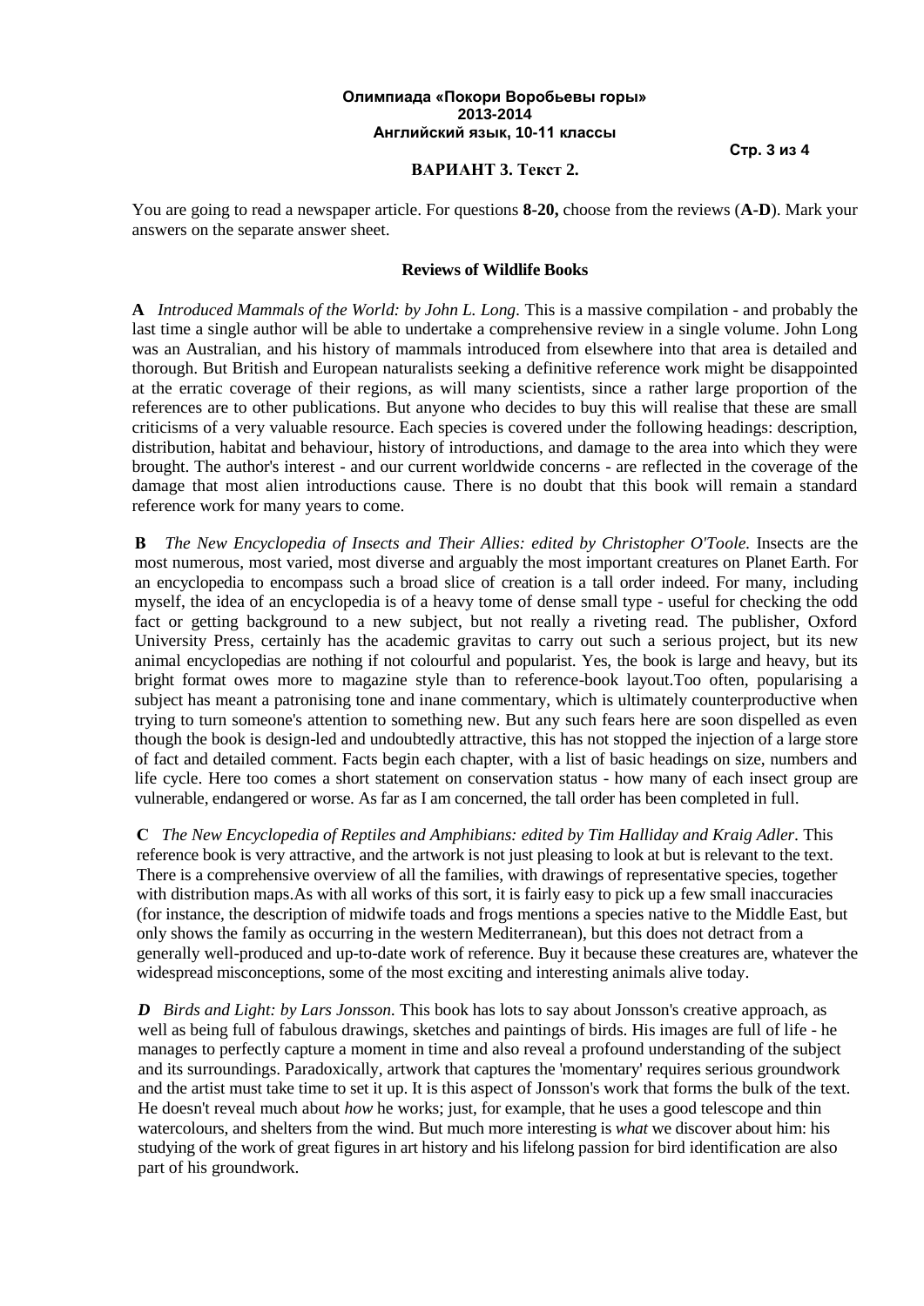**Олимпиада «Покори Воробьевы горы»**
**2013-2014**
**Английский язык, 10-11 классы**

**ВАРИАНТ 3. Текст 2.**

You are going to read a newspaper article. For questions **8-20,** choose from the reviews (**A-D**). Mark your answers on the separate answer sheet.

**Reviews of Wildlife Books**

**A** *Introduced Mammals of the World: by John L. Long*. This is a massive compilation - and probably the last time a single author will be able to undertake a comprehensive review in a single volume. John Long was an Australian, and his history of mammals introduced from elsewhere into that area is detailed and thorough. But British and European naturalists seeking a definitive reference work might be disappointed at the erratic coverage of their regions, as will many scientists, since a rather large proportion of the references are to other publications. But anyone who decides to buy this will realise that these are small criticisms of a very valuable resource. Each species is covered under the following headings: description, distribution, habitat and behaviour, history of introductions, and damage to the area into which they were brought. The author's interest - and our current worldwide concerns - are reflected in the coverage of the damage that most alien introductions cause. There is no doubt that this book will remain a standard reference work for many years to come.

**B** *The New Encyclopedia of Insects and Their Allies: edited by Christopher O'Toole.* Insects are the most numerous, most varied, most diverse and arguably the most important creatures on Planet Earth. For an encyclopedia to encompass such a broad slice of creation is a tall order indeed. For many, including myself, the idea of an encyclopedia is of a heavy tome of dense small type - useful for checking the odd fact or getting background to a new subject, but not really a riveting read. The publisher, Oxford University Press, certainly has the academic gravitas to carry out such a serious project, but its new animal encyclopedias are nothing if not colourful and popularist. Yes, the book is large and heavy, but its bright format owes more to magazine style than to reference-book layout.Too often, popularising a subject has meant a patronising tone and inane commentary, which is ultimately counterproductive when trying to turn someone's attention to something new. But any such fears here are soon dispelled as even though the book is design-led and undoubtedly attractive, this has not stopped the injection of a large store of fact and detailed comment. Facts begin each chapter, with a list of basic headings on size, numbers and life cycle. Here too comes a short statement on conservation status - how many of each insect group are vulnerable, endangered or worse. As far as I am concerned, the tall order has been completed in full.

**C** *The New Encyclopedia of Reptiles and Amphibians: edited by Tim Halliday and Kraig Adler*. This reference book is very attractive, and the artwork is not just pleasing to look at but is relevant to the text. There is a comprehensive overview of all the families, with drawings of representative species, together with distribution maps.As with all works of this sort, it is fairly easy to pick up a few small inaccuracies (for instance, the description of midwife toads and frogs mentions a species native to the Middle East, but only shows the family as occurring in the western Mediterranean), but this does not detract from a generally well-produced and up-to-date work of reference. Buy it because these creatures are, whatever the widespread misconceptions, some of the most exciting and interesting animals alive today.

***D*** *Birds and Light: by Lars Jonsson.* This book has lots to say about Jonsson's creative approach, as well as being full of fabulous drawings, sketches and paintings of birds. His images are full of life - he manages to perfectly capture a moment in time and also reveal a profound understanding of the subject and its surroundings. Paradoxically, artwork that captures the 'momentary' requires serious groundwork and the artist must take time to set it up. It is this aspect of Jonsson's work that forms the bulk of the text. He doesn't reveal much about *how* he works; just, for example, that he uses a good telescope and thin watercolours, and shelters from the wind. But much more interesting is *what* we discover about him: his studying of the work of great figures in art history and his lifelong passion for bird identification are also part of his groundwork.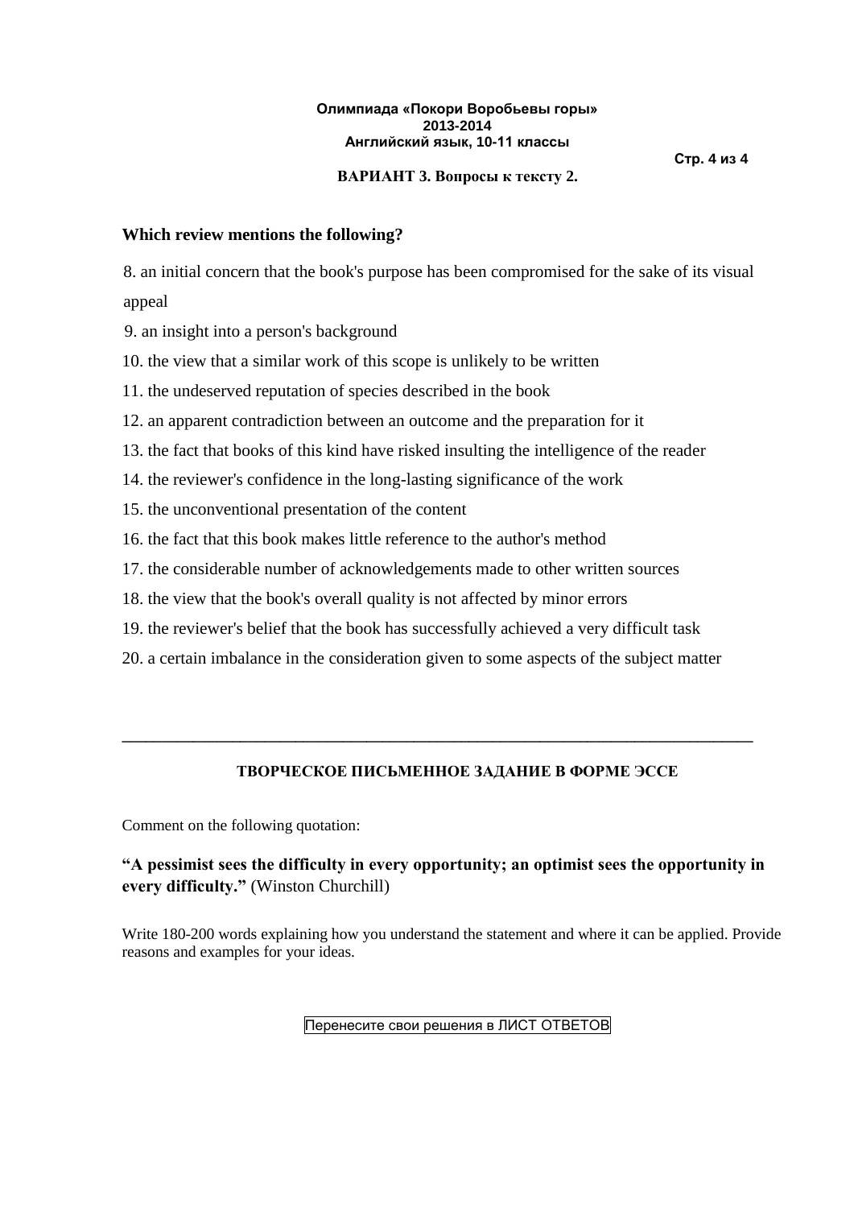**Олимпиада «Покори Воробьевы горы»**
**2013-2014**
**Английский язык, 10-11 классы**

**ВАРИАНТ 3. Вопросы к тексту 2.**

**Which review mentions the following?**

8. an initial concern that the book's purpose has been compromised for the sake of its visual appeal
9. an insight into a person's background
10. the view that a similar work of this scope is unlikely to be written
11. the undeserved reputation of species described in the book
12. an apparent contradiction between an outcome and the preparation for it
13. the fact that books of this kind have risked insulting the intelligence of the reader
14. the reviewer's confidence in the long-lasting significance of the work
15. the unconventional presentation of the content
16. the fact that this book makes little reference to the author's method
17. the considerable number of acknowledgements made to other written sources
18. the view that the book's overall quality is not affected by minor errors
19. the reviewer's belief that the book has successfully achieved a very difficult task
20. a certain imbalance in the consideration given to some aspects of the subject matter

---

**ТВОРЧЕСКОЕ ПИСЬМЕННОЕ ЗАДАНИЕ В ФОРМЕ ЭССЕ**

Comment on the following quotation:

**"A pessimist sees the difficulty in every opportunity; an optimist sees the opportunity in every difficulty."** (Winston Churchill)

Write 180-200 words explaining how you understand the statement and where it can be applied. Provide reasons and examples for your ideas.

Перенесите свои решения в ЛИСТ ОТВЕТОВ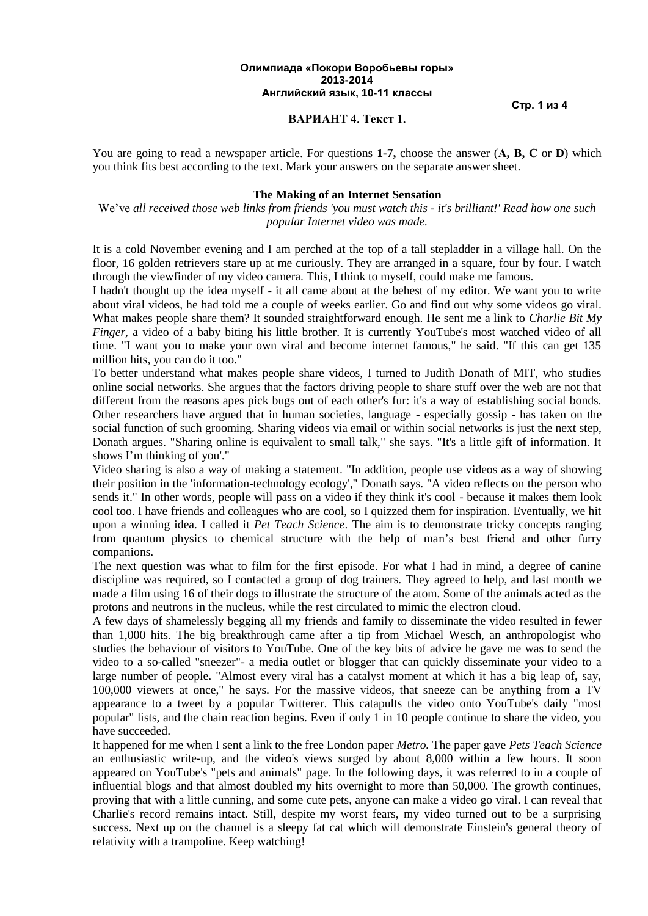**Олимпиада «Покори Воробьевы горы»**
**2013-2014**
**Английский язык, 10-11 классы**

**ВАРИАНТ 4. Текст 1.**

You are going to read a newspaper article. For questions **1-7,** choose the answer (**A, B, C** or **D**) which you think fits best according to the text. Mark your answers on the separate answer sheet.

## The Making of an Internet Sensation

We've *all received those web links from friends 'you must watch this - it's brilliant!' Read how one such popular Internet video was made.*

It is a cold November evening and I am perched at the top of a tall stepladder in a village hall. On the floor, 16 golden retrievers stare up at me curiously. They are arranged in a square, four by four. I watch through the viewfinder of my video camera. This, I think to myself, could make me famous.

I hadn't thought up the idea myself - it all came about at the behest of my editor. We want you to write about viral videos, he had told me a couple of weeks earlier. Go and find out why some videos go viral. What makes people share them? It sounded straightforward enough. He sent me a link to *Charlie Bit My Finger,* a video of a baby biting his little brother. It is currently YouTube's most watched video of all time. "I want you to make your own viral and become internet famous," he said. "If this can get 135 million hits, you can do it too."

To better understand what makes people share videos, I turned to Judith Donath of MIT, who studies online social networks. She argues that the factors driving people to share stuff over the web are not that different from the reasons apes pick bugs out of each other's fur: it's a way of establishing social bonds. Other researchers have argued that in human societies, language - especially gossip - has taken on the social function of such grooming. Sharing videos via email or within social networks is just the next step, Donath argues. "Sharing online is equivalent to small talk," she says. "It's a little gift of information. It shows I'm thinking of you'."

Video sharing is also a way of making a statement. "In addition, people use videos as a way of showing their position in the 'information-technology ecology'," Donath says. "A video reflects on the person who sends it." In other words, people will pass on a video if they think it's cool - because it makes them look cool too. I have friends and colleagues who are cool, so I quizzed them for inspiration. Eventually, we hit upon a winning idea. I called it *Pet Teach Science*. The aim is to demonstrate tricky concepts ranging from quantum physics to chemical structure with the help of man's best friend and other furry companions.

The next question was what to film for the first episode. For what I had in mind, a degree of canine discipline was required, so I contacted a group of dog trainers. They agreed to help, and last month we made a film using 16 of their dogs to illustrate the structure of the atom. Some of the animals acted as the protons and neutrons in the nucleus, while the rest circulated to mimic the electron cloud.

A few days of shamelessly begging all my friends and family to disseminate the video resulted in fewer than 1,000 hits. The big breakthrough came after a tip from Michael Wesch, an anthropologist who studies the behaviour of visitors to YouTube. One of the key bits of advice he gave me was to send the video to a so-called "sneezer"- a media outlet or blogger that can quickly disseminate your video to a large number of people. "Almost every viral has a catalyst moment at which it has a big leap of, say, 100,000 viewers at once," he says. For the massive videos, that sneeze can be anything from a TV appearance to a tweet by a popular Twitterer. This catapults the video onto YouTube's daily "most popular" lists, and the chain reaction begins. Even if only 1 in 10 people continue to share the video, you have succeeded.

It happened for me when I sent a link to the free London paper *Metro.* The paper gave *Pets Teach Science* an enthusiastic write-up, and the video's views surged by about 8,000 within a few hours. It soon appeared on YouTube's "pets and animals" page. In the following days, it was referred to in a couple of influential blogs and that almost doubled my hits overnight to more than 50,000. The growth continues, proving that with a little cunning, and some cute pets, anyone can make a video go viral. I can reveal that Charlie's record remains intact. Still, despite my worst fears, my video turned out to be a surprising success. Next up on the channel is a sleepy fat cat which will demonstrate Einstein's general theory of relativity with a trampoline. Keep watching!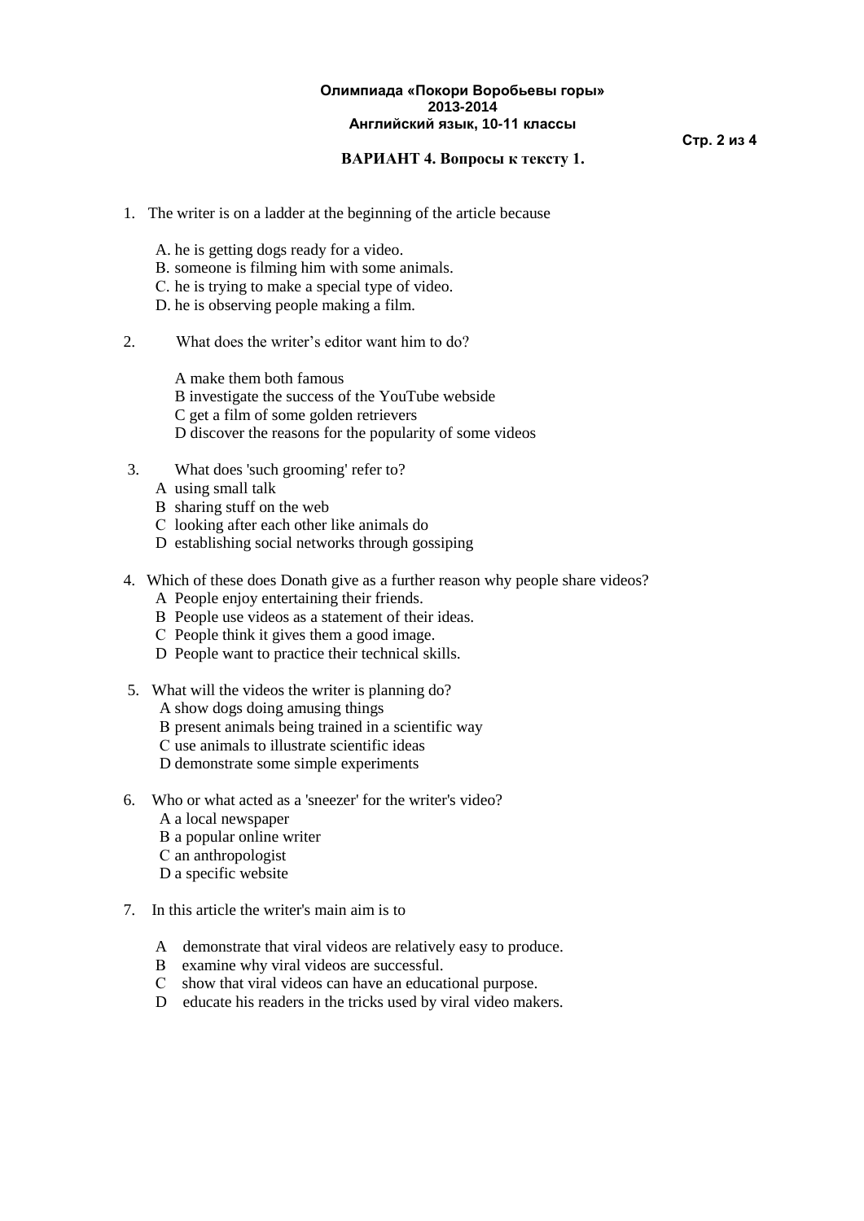**Олимпиада «Покори Воробьевы горы»**
**2013-2014**
**Английский язык, 10-11 классы**

## ВАРИАНТ 4. Вопросы к тексту 1.

1. The writer is on a ladder at the beginning of the article because

   A. he is getting dogs ready for a video.
   B. someone is filming him with some animals.
   C. he is trying to make a special type of video.
   D. he is observing people making a film.

2. What does the writer's editor want him to do?

   A make them both famous
   B investigate the success of the YouTube webside
   C get a film of some golden retrievers
   D discover the reasons for the popularity of some videos

3. What does 'such grooming' refer to?
   A using small talk
   B sharing stuff on the web
   C looking after each other like animals do
   D establishing social networks through gossiping

4. Which of these does Donath give as a further reason why people share videos?
   A People enjoy entertaining their friends.
   B People use videos as a statement of their ideas.
   C People think it gives them a good image.
   D People want to practice their technical skills.

5. What will the videos the writer is planning do?
   A show dogs doing amusing things
   B present animals being trained in a scientific way
   C use animals to illustrate scientific ideas
   D demonstrate some simple experiments

6. Who or what acted as a 'sneezer' for the writer's video?
   A a local newspaper
   B a popular online writer
   C an anthropologist
   D a specific website

7. In this article the writer's main aim is to

   A demonstrate that viral videos are relatively easy to produce.
   B examine why viral videos are successful.
   C show that viral videos can have an educational purpose.
   D educate his readers in the tricks used by viral video makers.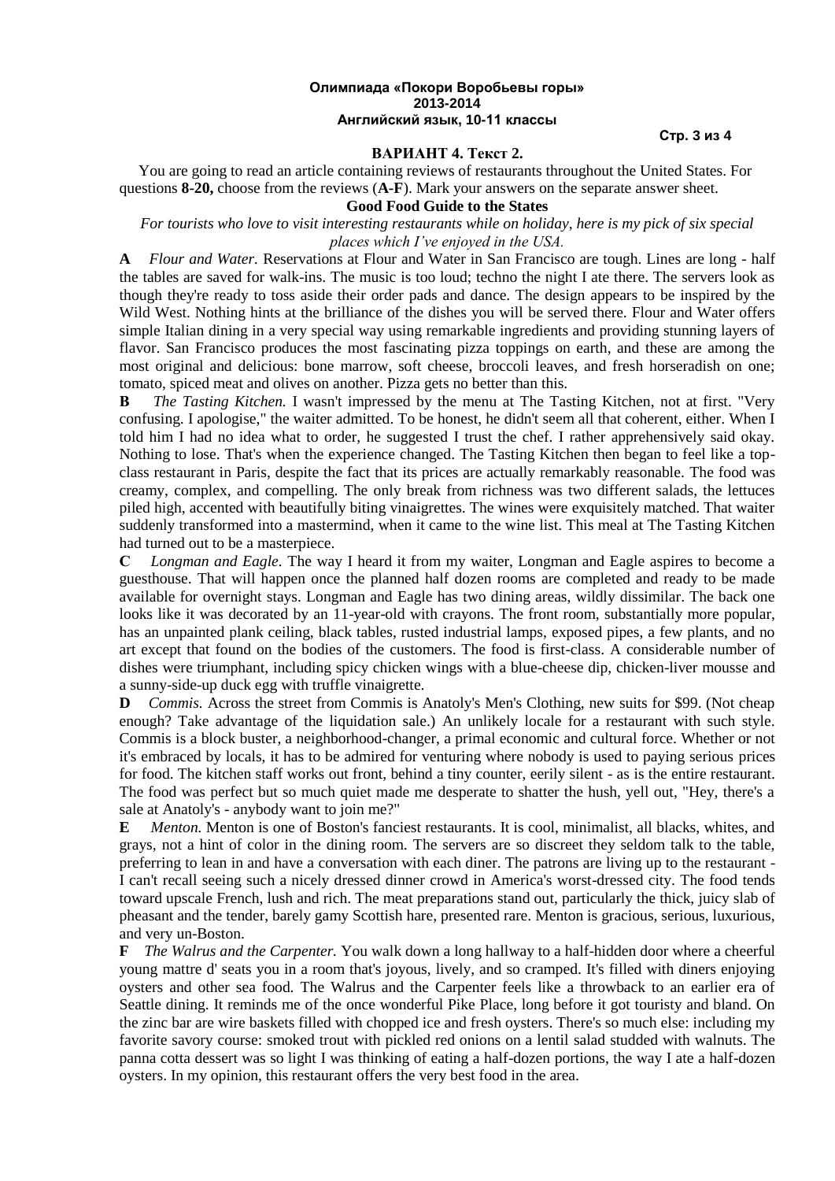**Олимпиада «Покори Воробьевы горы»**
**2013-2014**
**Английский язык, 10-11 классы**

**ВАРИАНТ 4. Текст 2.**

You are going to read an article containing reviews of restaurants throughout the United States. For questions **8-20,** choose from the reviews (**A-F**). Mark your answers on the separate answer sheet.

**Good Food Guide to the States**

*For tourists who love to visit interesting restaurants while on holiday, here is my pick of six special places which I've enjoyed in the USA.*

**A** *Flour and Water.* Reservations at Flour and Water in San Francisco are tough. Lines are long - half the tables are saved for walk-ins. The music is too loud; techno the night I ate there. The servers look as though they're ready to toss aside their order pads and dance. The design appears to be inspired by the Wild West. Nothing hints at the brilliance of the dishes you will be served there. Flour and Water offers simple Italian dining in a very special way using remarkable ingredients and providing stunning layers of flavor. San Francisco produces the most fascinating pizza toppings on earth, and these are among the most original and delicious: bone marrow, soft cheese, broccoli leaves, and fresh horseradish on one; tomato, spiced meat and olives on another. Pizza gets no better than this.

**B** *The Tasting Kitchen.* I wasn't impressed by the menu at The Tasting Kitchen, not at first. "Very confusing. I apologise," the waiter admitted. To be honest, he didn't seem all that coherent, either. When I told him I had no idea what to order, he suggested I trust the chef. I rather apprehensively said okay. Nothing to lose. That's when the experience changed. The Tasting Kitchen then began to feel like a top-class restaurant in Paris, despite the fact that its prices are actually remarkably reasonable. The food was creamy, complex, and compelling. The only break from richness was two different salads, the lettuces piled high, accented with beautifully biting vinaigrettes. The wines were exquisitely matched. That waiter suddenly transformed into a mastermind, when it came to the wine list. This meal at The Tasting Kitchen had turned out to be a masterpiece.

**C** *Longman and Eagle.* The way I heard it from my waiter, Longman and Eagle aspires to become a guesthouse. That will happen once the planned half dozen rooms are completed and ready to be made available for overnight stays. Longman and Eagle has two dining areas, wildly dissimilar. The back one looks like it was decorated by an 11-year-old with crayons. The front room, substantially more popular, has an unpainted plank ceiling, black tables, rusted industrial lamps, exposed pipes, a few plants, and no art except that found on the bodies of the customers. The food is first-class. A considerable number of dishes were triumphant, including spicy chicken wings with a blue-cheese dip, chicken-liver mousse and a sunny-side-up duck egg with truffle vinaigrette.

**D** *Commis.* Across the street from Commis is Anatoly's Men's Clothing, new suits for $99. (Not cheap enough? Take advantage of the liquidation sale.) An unlikely locale for a restaurant with such style. Commis is a block buster, a neighborhood-changer, a primal economic and cultural force. Whether or not it's embraced by locals, it has to be admired for venturing where nobody is used to paying serious prices for food. The kitchen staff works out front, behind a tiny counter, eerily silent - as is the entire restaurant. The food was perfect but so much quiet made me desperate to shatter the hush, yell out, "Hey, there's a sale at Anatoly's - anybody want to join me?"

**E** *Menton.* Menton is one of Boston's fanciest restaurants. It is cool, minimalist, all blacks, whites, and grays, not a hint of color in the dining room. The servers are so discreet they seldom talk to the table, preferring to lean in and have a conversation with each diner. The patrons are living up to the restaurant - I can't recall seeing such a nicely dressed dinner crowd in America's worst-dressed city. The food tends toward upscale French, lush and rich. The meat preparations stand out, particularly the thick, juicy slab of pheasant and the tender, barely gamy Scottish hare, presented rare. Menton is gracious, serious, luxurious, and very un-Boston.

**F** *The Walrus and the Carpenter.* You walk down a long hallway to a half-hidden door where a cheerful young mattre d' seats you in a room that's joyous, lively, and so cramped. It's filled with diners enjoying oysters and other sea food. The Walrus and the Carpenter feels like a throwback to an earlier era of Seattle dining. It reminds me of the once wonderful Pike Place, long before it got touristy and bland. On the zinc bar are wire baskets filled with chopped ice and fresh oysters. There's so much else: including my favorite savory course: smoked trout with pickled red onions on a lentil salad studded with walnuts. The panna cotta dessert was so light I was thinking of eating a half-dozen portions, the way I ate a half-dozen oysters. In my opinion, this restaurant offers the very best food in the area.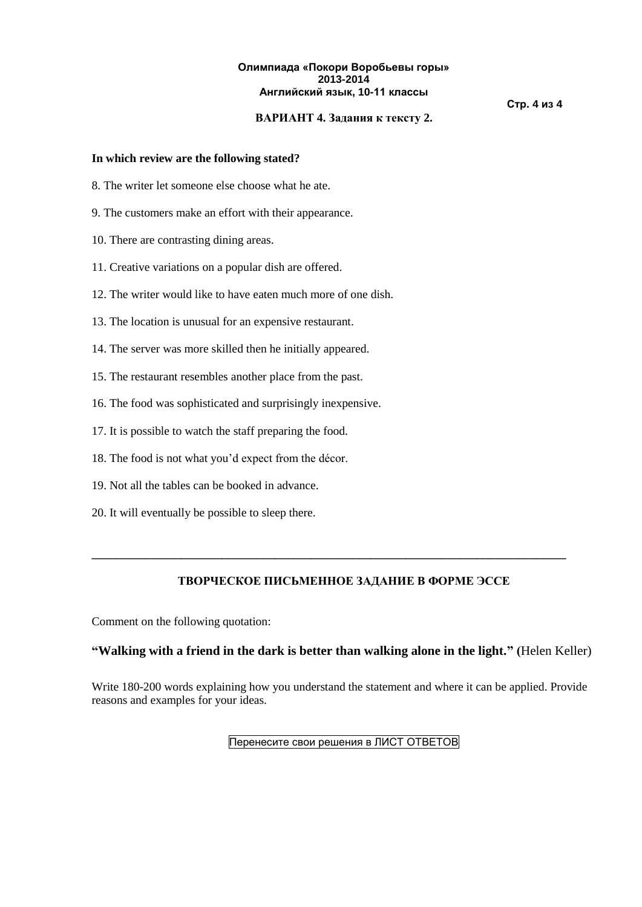**ВАРИАНТ 4. Задания к тексту 2.**

**In which review are the following stated?**

8. The writer let someone else choose what he ate.

9. The customers make an effort with their appearance.

10. There are contrasting dining areas.

11. Creative variations on a popular dish are offered.

12. The writer would like to have eaten much more of one dish.

13. The location is unusual for an expensive restaurant.

14. The server was more skilled then he initially appeared.

15. The restaurant resembles another place from the past.

16. The food was sophisticated and surprisingly inexpensive.

17. It is possible to watch the staff preparing the food.

18. The food is not what you'd expect from the décor.

19. Not all the tables can be booked in advance.

20. It will eventually be possible to sleep there.

---

## ТВОРЧЕСКОЕ ПИСЬМЕННОЕ ЗАДАНИЕ В ФОРМЕ ЭССЕ

Comment on the following quotation:

**"Walking with a friend in the dark is better than walking alone in the light."** (Helen Keller)

Write 180-200 words explaining how you understand the statement and where it can be applied. Provide reasons and examples for your ideas.

Перенесите свои решения в ЛИСТ ОТВЕТОВ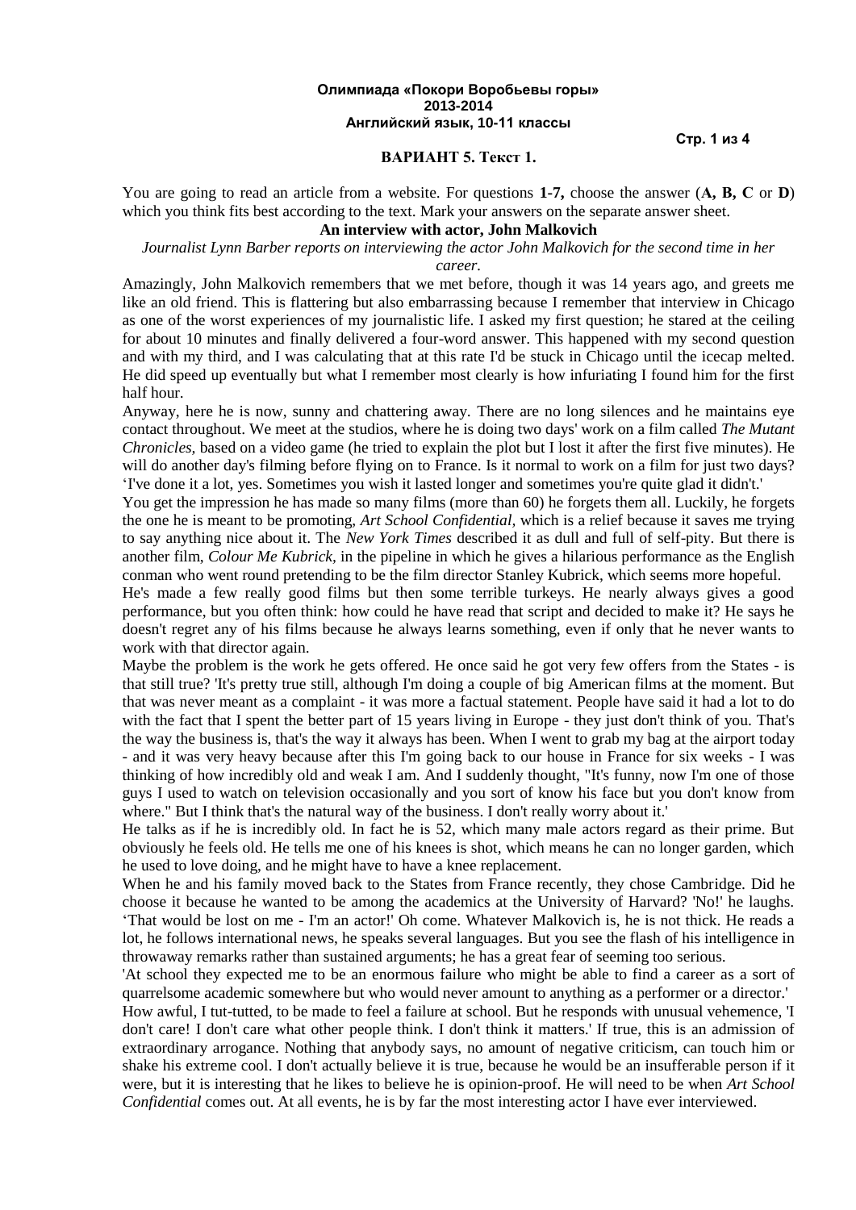**Олимпиада «Покори Воробьевы горы»**
**2013-2014**
**Английский язык, 10-11 классы**

**ВАРИАНТ 5. Текст 1.**

You are going to read an article from a website. For questions **1-7,** choose the answer (**A, B, C** or **D**) which you think fits best according to the text. Mark your answers on the separate answer sheet.

**An interview with actor, John Malkovich**

*Journalist Lynn Barber reports on interviewing the actor John Malkovich for the second time in her career.*

Amazingly, John Malkovich remembers that we met before, though it was 14 years ago, and greets me like an old friend. This is flattering but also embarrassing because I remember that interview in Chicago as one of the worst experiences of my journalistic life. I asked my first question; he stared at the ceiling for about 10 minutes and finally delivered a four-word answer. This happened with my second question and with my third, and I was calculating that at this rate I'd be stuck in Chicago until the icecap melted. He did speed up eventually but what I remember most clearly is how infuriating I found him for the first half hour.

Anyway, here he is now, sunny and chattering away. There are no long silences and he maintains eye contact throughout. We meet at the studios, where he is doing two days' work on a film called *The Mutant Chronicles*, based on a video game (he tried to explain the plot but I lost it after the first five minutes). He will do another day's filming before flying on to France. Is it normal to work on a film for just two days? 'I've done it a lot, yes. Sometimes you wish it lasted longer and sometimes you're quite glad it didn't.'

You get the impression he has made so many films (more than 60) he forgets them all. Luckily, he forgets the one he is meant to be promoting, *Art School Confidential,* which is a relief because it saves me trying to say anything nice about it. The *New York Times* described it as dull and full of self-pity. But there is another film, *Colour Me Kubrick,* in the pipeline in which he gives a hilarious performance as the English conman who went round pretending to be the film director Stanley Kubrick, which seems more hopeful.

He's made a few really good films but then some terrible turkeys. He nearly always gives a good performance, but you often think: how could he have read that script and decided to make it? He says he doesn't regret any of his films because he always learns something, even if only that he never wants to work with that director again.

Maybe the problem is the work he gets offered. He once said he got very few offers from the States - is that still true? 'It's pretty true still, although I'm doing a couple of big American films at the moment. But that was never meant as a complaint - it was more a factual statement. People have said it had a lot to do with the fact that I spent the better part of 15 years living in Europe - they just don't think of you. That's the way the business is, that's the way it always has been. When I went to grab my bag at the airport today - and it was very heavy because after this I'm going back to our house in France for six weeks - I was thinking of how incredibly old and weak I am. And I suddenly thought, "It's funny, now I'm one of those guys I used to watch on television occasionally and you sort of know his face but you don't know from where." But I think that's the natural way of the business. I don't really worry about it.'

He talks as if he is incredibly old. In fact he is 52, which many male actors regard as their prime. But obviously he feels old. He tells me one of his knees is shot, which means he can no longer garden, which he used to love doing, and he might have to have a knee replacement.

When he and his family moved back to the States from France recently, they chose Cambridge. Did he choose it because he wanted to be among the academics at the University of Harvard? 'No!' he laughs. 'That would be lost on me - I'm an actor!' Oh come. Whatever Malkovich is, he is not thick. He reads a lot, he follows international news, he speaks several languages. But you see the flash of his intelligence in throwaway remarks rather than sustained arguments; he has a great fear of seeming too serious.

'At school they expected me to be an enormous failure who might be able to find a career as a sort of quarrelsome academic somewhere but who would never amount to anything as a performer or a director.'

How awful, I tut-tutted, to be made to feel a failure at school. But he responds with unusual vehemence, 'I don't care! I don't care what other people think. I don't think it matters.' If true, this is an admission of extraordinary arrogance. Nothing that anybody says, no amount of negative criticism, can touch him or shake his extreme cool. I don't actually believe it is true, because he would be an insufferable person if it were, but it is interesting that he likes to believe he is opinion-proof. He will need to be when *Art School Confidential* comes out. At all events, he is by far the most interesting actor I have ever interviewed.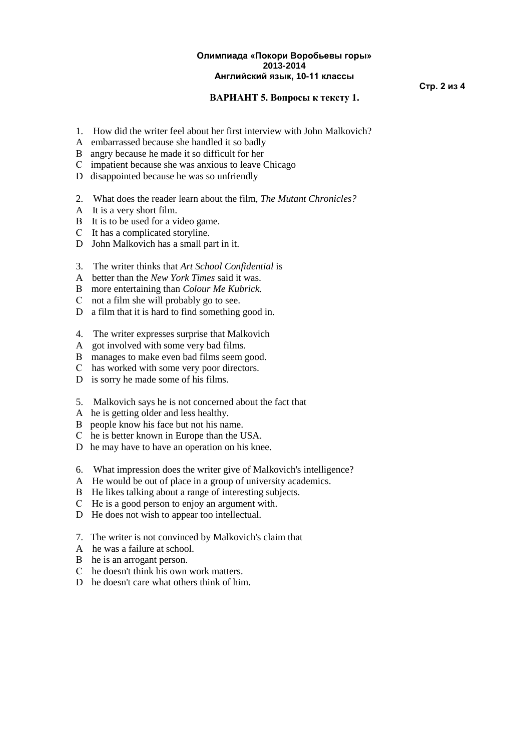**Олимпиада «Покори Воробьевы горы»**
**2013-2014**
**Английский язык, 10-11 классы**

### ВАРИАНТ 5. Вопросы к тексту 1.

1. How did the writer feel about her first interview with John Malkovich?
A embarrassed because she handled it so badly
B angry because he made it so difficult for her
C impatient because she was anxious to leave Chicago
D disappointed because he was so unfriendly

2. What does the reader learn about the film, *The Mutant Chronicles?*
A It is a very short film.
B It is to be used for a video game.
C It has a complicated storyline.
D John Malkovich has a small part in it.

3. The writer thinks that *Art School Confidential* is
A better than the *New York Times* said it was.
B more entertaining than *Colour Me Kubrick.*
C not a film she will probably go to see.
D a film that it is hard to find something good in.

4. The writer expresses surprise that Malkovich
A got involved with some very bad films.
B manages to make even bad films seem good.
C has worked with some very poor directors.
D is sorry he made some of his films.

5. Malkovich says he is not concerned about the fact that
A he is getting older and less healthy.
B people know his face but not his name.
C he is better known in Europe than the USA.
D he may have to have an operation on his knee.

6. What impression does the writer give of Malkovich's intelligence?
A He would be out of place in a group of university academics.
B He likes talking about a range of interesting subjects.
C He is a good person to enjoy an argument with.
D He does not wish to appear too intellectual.

7. The writer is not convinced by Malkovich's claim that
A he was a failure at school.
B he is an arrogant person.
C he doesn't think his own work matters.
D he doesn't care what others think of him.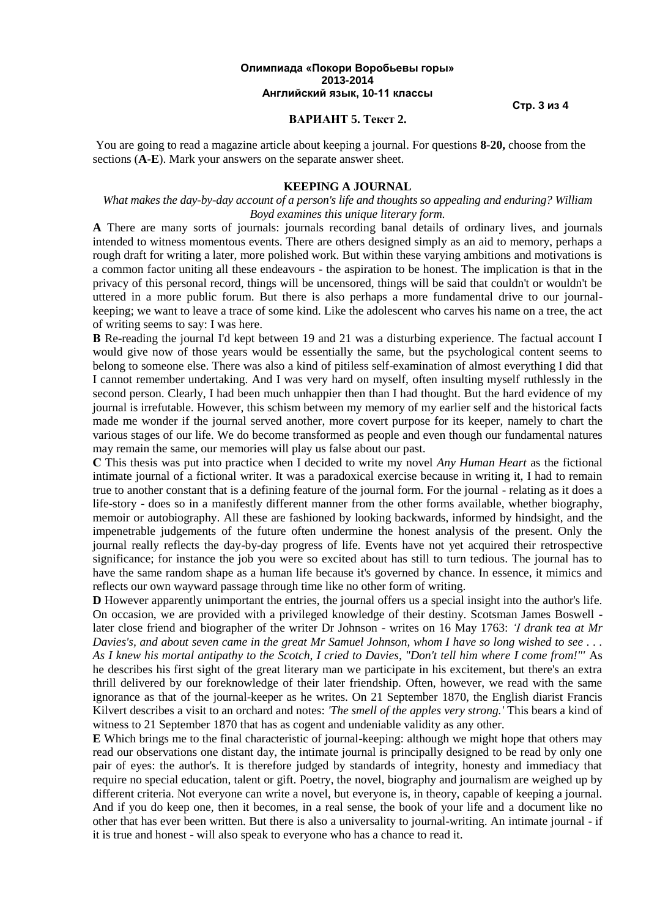**Олимпиада «Покори Воробьевы горы»**
**2013-2014**
**Английский язык, 10-11 классы**

**ВАРИАНТ 5. Текст 2.**

You are going to read a magazine article about keeping a journal. For questions **8-20,** choose from the sections (**A-E**). Mark your answers on the separate answer sheet.

### KEEPING A JOURNAL

*What makes the day-by-day account of a person's life and thoughts so appealing and enduring? William Boyd examines this unique literary form.*

**A** There are many sorts of journals: journals recording banal details of ordinary lives, and journals intended to witness momentous events. There are others designed simply as an aid to memory, perhaps a rough draft for writing a later, more polished work. But within these varying ambitions and motivations is a common factor uniting all these endeavours - the aspiration to be honest. The implication is that in the privacy of this personal record, things will be uncensored, things will be said that couldn't or wouldn't be uttered in a more public forum. But there is also perhaps a more fundamental drive to our journal-keeping; we want to leave a trace of some kind. Like the adolescent who carves his name on a tree, the act of writing seems to say: I was here.

**B** Re-reading the journal I'd kept between 19 and 21 was a disturbing experience. The factual account I would give now of those years would be essentially the same, but the psychological content seems to belong to someone else. There was also a kind of pitiless self-examination of almost everything I did that I cannot remember undertaking. And I was very hard on myself, often insulting myself ruthlessly in the second person. Clearly, I had been much unhappier then than I had thought. But the hard evidence of my journal is irrefutable. However, this schism between my memory of my earlier self and the historical facts made me wonder if the journal served another, more covert purpose for its keeper, namely to chart the various stages of our life. We do become transformed as people and even though our fundamental natures may remain the same, our memories will play us false about our past.

**C** This thesis was put into practice when I decided to write my novel *Any Human Heart* as the fictional intimate journal of a fictional writer. It was a paradoxical exercise because in writing it, I had to remain true to another constant that is a defining feature of the journal form. For the journal - relating as it does a life-story - does so in a manifestly different manner from the other forms available, whether biography, memoir or autobiography. All these are fashioned by looking backwards, informed by hindsight, and the impenetrable judgements of the future often undermine the honest analysis of the present. Only the journal really reflects the day-by-day progress of life. Events have not yet acquired their retrospective significance; for instance the job you were so excited about has still to turn tedious. The journal has to have the same random shape as a human life because it's governed by chance. In essence, it mimics and reflects our own wayward passage through time like no other form of writing.

**D** However apparently unimportant the entries, the journal offers us a special insight into the author's life. On occasion, we are provided with a privileged knowledge of their destiny. Scotsman James Boswell - later close friend and biographer of the writer Dr Johnson - writes on 16 May 1763: *'I drank tea at Mr Davies's, and about seven came in the great Mr Samuel Johnson, whom I have so long wished to see . . . As I knew his mortal antipathy to the Scotch, I cried to Davies, "Don't tell him where I come from!"'* As he describes his first sight of the great literary man we participate in his excitement, but there's an extra thrill delivered by our foreknowledge of their later friendship. Often, however, we read with the same ignorance as that of the journal-keeper as he writes. On 21 September 1870, the English diarist Francis Kilvert describes a visit to an orchard and notes: *'The smell of the apples very strong.'* This bears a kind of witness to 21 September 1870 that has as cogent and undeniable validity as any other.

**E** Which brings me to the final characteristic of journal-keeping: although we might hope that others may read our observations one distant day, the intimate journal is principally designed to be read by only one pair of eyes: the author's. It is therefore judged by standards of integrity, honesty and immediacy that require no special education, talent or gift. Poetry, the novel, biography and journalism are weighed up by different criteria. Not everyone can write a novel, but everyone is, in theory, capable of keeping a journal. And if you do keep one, then it becomes, in a real sense, the book of your life and a document like no other that has ever been written. But there is also a universality to journal-writing. An intimate journal - if it is true and honest - will also speak to everyone who has a chance to read it.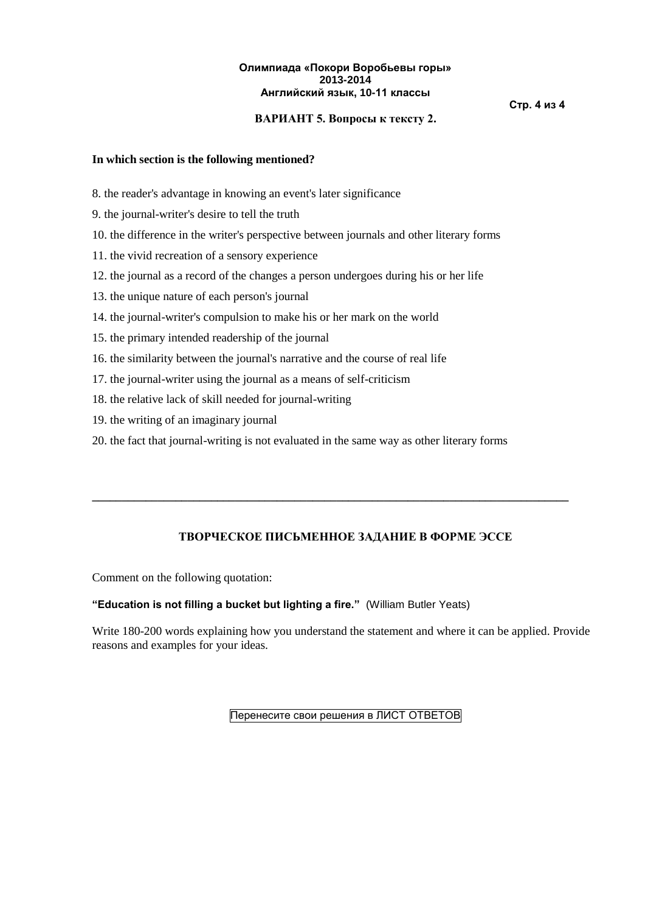**ВАРИАНТ 5. Вопросы к тексту 2.**

**In which section is the following mentioned?**

8. the reader's advantage in knowing an event's later significance
9. the journal-writer's desire to tell the truth
10. the difference in the writer's perspective between journals and other literary forms
11. the vivid recreation of a sensory experience
12. the journal as a record of the changes a person undergoes during his or her life
13. the unique nature of each person's journal
14. the journal-writer's compulsion to make his or her mark on the world
15. the primary intended readership of the journal
16. the similarity between the journal's narrative and the course of real life
17. the journal-writer using the journal as a means of self-criticism
18. the relative lack of skill needed for journal-writing
19. the writing of an imaginary journal
20. the fact that journal-writing is not evaluated in the same way as other literary forms

---

## ТВОРЧЕСКОЕ ПИСЬМЕННОЕ ЗАДАНИЕ В ФОРМЕ ЭССЕ

Comment on the following quotation:

**"Education is not filling a bucket but lighting a fire."** (William Butler Yeats)

Write 180-200 words explaining how you understand the statement and where it can be applied. Provide reasons and examples for your ideas.

Перенесите свои решения в ЛИСТ ОТВЕТОВ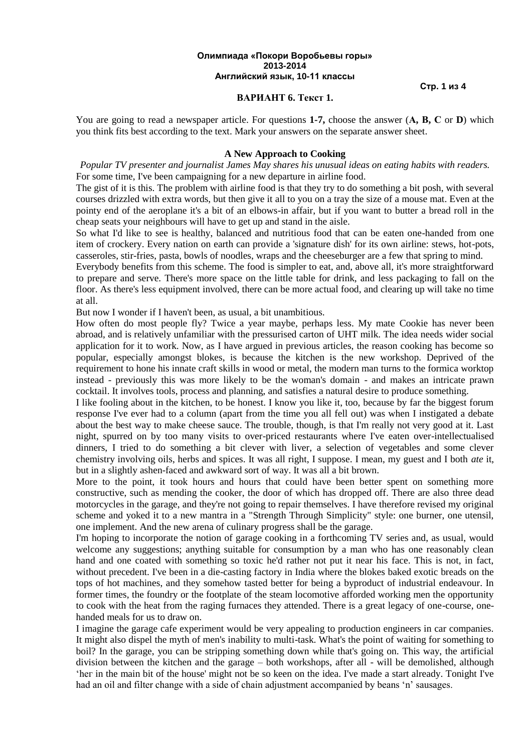**Олимпиада «Покори Воробьевы горы»**
**2013-2014**
**Английский язык, 10-11 классы**

**ВАРИАНТ 6. Текст 1.**

You are going to read a newspaper article. For questions **1-7,** choose the answer (**A, B, C** or **D**) which you think fits best according to the text. Mark your answers on the separate answer sheet.

**A New Approach to Cooking**

*Popular TV presenter and journalist James May shares his unusual ideas on eating habits with readers.*

For some time, I've been campaigning for a new departure in airline food.

The gist of it is this. The problem with airline food is that they try to do something a bit posh, with several courses drizzled with extra words, but then give it all to you on a tray the size of a mouse mat. Even at the pointy end of the aeroplane it's a bit of an elbows-in affair, but if you want to butter a bread roll in the cheap seats your neighbours will have to get up and stand in the aisle.

So what I'd like to see is healthy, balanced and nutritious food that can be eaten one-handed from one item of crockery. Every nation on earth can provide a 'signature dish' for its own airline: stews, hot-pots, casseroles, stir-fries, pasta, bowls of noodles, wraps and the cheeseburger are a few that spring to mind.

Everybody benefits from this scheme. The food is simpler to eat, and, above all, it's more straightforward to prepare and serve. There's more space on the little table for drink, and less packaging to fall on the floor. As there's less equipment involved, there can be more actual food, and clearing up will take no time at all.

But now I wonder if I haven't been, as usual, a bit unambitious.

How often do most people fly? Twice a year maybe, perhaps less. My mate Cookie has never been abroad, and is relatively unfamiliar with the pressurised carton of UHT milk. The idea needs wider social application for it to work. Now, as I have argued in previous articles, the reason cooking has become so popular, especially amongst blokes, is because the kitchen is the new workshop. Deprived of the requirement to hone his innate craft skills in wood or metal, the modern man turns to the formica worktop instead - previously this was more likely to be the woman's domain - and makes an intricate prawn cocktail. It involves tools, process and planning, and satisfies a natural desire to produce something.

I like fooling about in the kitchen, to be honest. I know you like it, too, because by far the biggest forum response I've ever had to a column (apart from the time you all fell out) was when I instigated a debate about the best way to make cheese sauce. The trouble, though, is that I'm really not very good at it. Last night, spurred on by too many visits to over-priced restaurants where I've eaten over-intellectualised dinners, I tried to do something a bit clever with liver, a selection of vegetables and some clever chemistry involving oils, herbs and spices. It was all right, I suppose. I mean, my guest and I both *ate* it, but in a slightly ashen-faced and awkward sort of way. It was all a bit brown.

More to the point, it took hours and hours that could have been better spent on something more constructive, such as mending the cooker, the door of which has dropped off. There are also three dead motorcycles in the garage, and they're not going to repair themselves. I have therefore revised my original scheme and yoked it to a new mantra in a "Strength Through Simplicity" style: one burner, one utensil, one implement. And the new arena of culinary progress shall be the garage.

I'm hoping to incorporate the notion of garage cooking in a forthcoming TV series and, as usual, would welcome any suggestions; anything suitable for consumption by a man who has one reasonably clean hand and one coated with something so toxic he'd rather not put it near his face. This is not, in fact, without precedent. I've been in a die-casting factory in India where the blokes baked exotic breads on the tops of hot machines, and they somehow tasted better for being a byproduct of industrial endeavour. In former times, the foundry or the footplate of the steam locomotive afforded working men the opportunity to cook with the heat from the raging furnaces they attended. There is a great legacy of one-course, one-handed meals for us to draw on.

I imagine the garage cafe experiment would be very appealing to production engineers in car companies. It might also dispel the myth of men's inability to multi-task. What's the point of waiting for something to boil? In the garage, you can be stripping something down while that's going on. This way, the artificial division between the kitchen and the garage – both workshops, after all - will be demolished, although 'her in the main bit of the house' might not be so keen on the idea. I've made a start already. Tonight I've had an oil and filter change with a side of chain adjustment accompanied by beans 'n' sausages.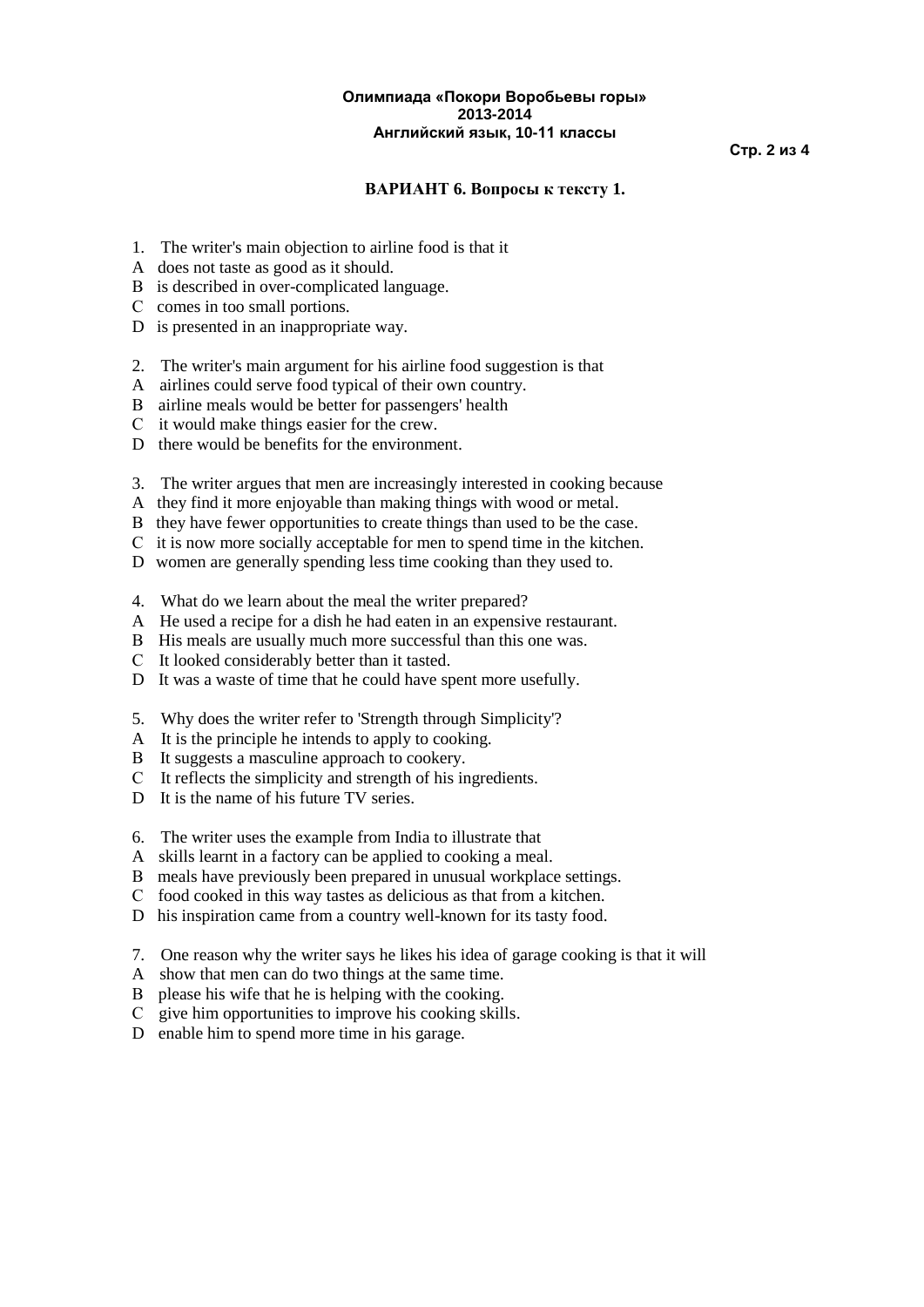**Олимпиада «Покори Воробьевы горы»**
**2013-2014**
**Английский язык, 10-11 классы**

## ВАРИАНТ 6. Вопросы к тексту 1.

1. The writer's main objection to airline food is that it
A does not taste as good as it should.
B is described in over-complicated language.
C comes in too small portions.
D is presented in an inappropriate way.

2. The writer's main argument for his airline food suggestion is that
A airlines could serve food typical of their own country.
B airline meals would be better for passengers' health
C it would make things easier for the crew.
D there would be benefits for the environment.

3. The writer argues that men are increasingly interested in cooking because
A they find it more enjoyable than making things with wood or metal.
B they have fewer opportunities to create things than used to be the case.
C it is now more socially acceptable for men to spend time in the kitchen.
D women are generally spending less time cooking than they used to.

4. What do we learn about the meal the writer prepared?
A He used a recipe for a dish he had eaten in an expensive restaurant.
B His meals are usually much more successful than this one was.
C It looked considerably better than it tasted.
D It was a waste of time that he could have spent more usefully.

5. Why does the writer refer to 'Strength through Simplicity'?
A It is the principle he intends to apply to cooking.
B It suggests a masculine approach to cookery.
C It reflects the simplicity and strength of his ingredients.
D It is the name of his future TV series.

6. The writer uses the example from India to illustrate that
A skills learnt in a factory can be applied to cooking a meal.
B meals have previously been prepared in unusual workplace settings.
C food cooked in this way tastes as delicious as that from a kitchen.
D his inspiration came from a country well-known for its tasty food.

7. One reason why the writer says he likes his idea of garage cooking is that it will
A show that men can do two things at the same time.
B please his wife that he is helping with the cooking.
C give him opportunities to improve his cooking skills.
D enable him to spend more time in his garage.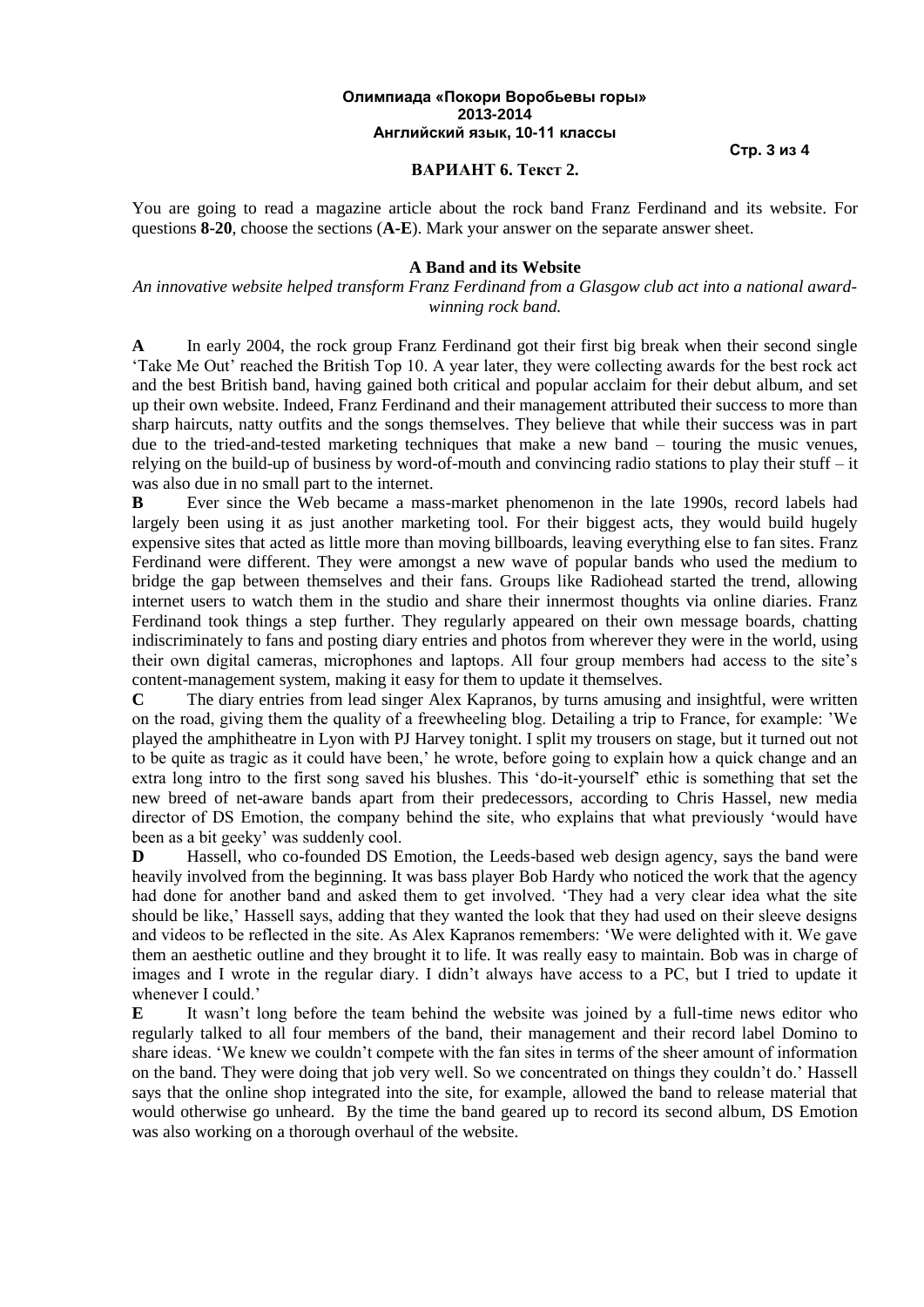**ВАРИАНТ 6. Текст 2.**

You are going to read a magazine article about the rock band Franz Ferdinand and its website. For questions **8-20**, choose the sections (**A-E**). Mark your answer on the separate answer sheet.

**A Band and its Website**

*An innovative website helped transform Franz Ferdinand from a Glasgow club act into a national award-winning rock band.*

**A** In early 2004, the rock group Franz Ferdinand got their first big break when their second single 'Take Me Out' reached the British Top 10. A year later, they were collecting awards for the best rock act and the best British band, having gained both critical and popular acclaim for their debut album, and set up their own website. Indeed, Franz Ferdinand and their management attributed their success to more than sharp haircuts, natty outfits and the songs themselves. They believe that while their success was in part due to the tried-and-tested marketing techniques that make a new band – touring the music venues, relying on the build-up of business by word-of-mouth and convincing radio stations to play their stuff – it was also due in no small part to the internet.

**B** Ever since the Web became a mass-market phenomenon in the late 1990s, record labels had largely been using it as just another marketing tool. For their biggest acts, they would build hugely expensive sites that acted as little more than moving billboards, leaving everything else to fan sites. Franz Ferdinand were different. They were amongst a new wave of popular bands who used the medium to bridge the gap between themselves and their fans. Groups like Radiohead started the trend, allowing internet users to watch them in the studio and share their innermost thoughts via online diaries. Franz Ferdinand took things a step further. They regularly appeared on their own message boards, chatting indiscriminately to fans and posting diary entries and photos from wherever they were in the world, using their own digital cameras, microphones and laptops. All four group members had access to the site's content-management system, making it easy for them to update it themselves.

**C** The diary entries from lead singer Alex Kapranos, by turns amusing and insightful, were written on the road, giving them the quality of a freewheeling blog. Detailing a trip to France, for example: 'We played the amphitheatre in Lyon with PJ Harvey tonight. I split my trousers on stage, but it turned out not to be quite as tragic as it could have been,' he wrote, before going to explain how a quick change and an extra long intro to the first song saved his blushes. This 'do-it-yourself' ethic is something that set the new breed of net-aware bands apart from their predecessors, according to Chris Hassel, new media director of DS Emotion, the company behind the site, who explains that what previously 'would have been as a bit geeky' was suddenly cool.

**D** Hassell, who co-founded DS Emotion, the Leeds-based web design agency, says the band were heavily involved from the beginning. It was bass player Bob Hardy who noticed the work that the agency had done for another band and asked them to get involved. 'They had a very clear idea what the site should be like,' Hassell says, adding that they wanted the look that they had used on their sleeve designs and videos to be reflected in the site. As Alex Kapranos remembers: 'We were delighted with it. We gave them an aesthetic outline and they brought it to life. It was really easy to maintain. Bob was in charge of images and I wrote in the regular diary. I didn't always have access to a PC, but I tried to update it whenever I could.'

**E** It wasn't long before the team behind the website was joined by a full-time news editor who regularly talked to all four members of the band, their management and their record label Domino to share ideas. 'We knew we couldn't compete with the fan sites in terms of the sheer amount of information on the band. They were doing that job very well. So we concentrated on things they couldn't do.' Hassell says that the online shop integrated into the site, for example, allowed the band to release material that would otherwise go unheard. By the time the band geared up to record its second album, DS Emotion was also working on a thorough overhaul of the website.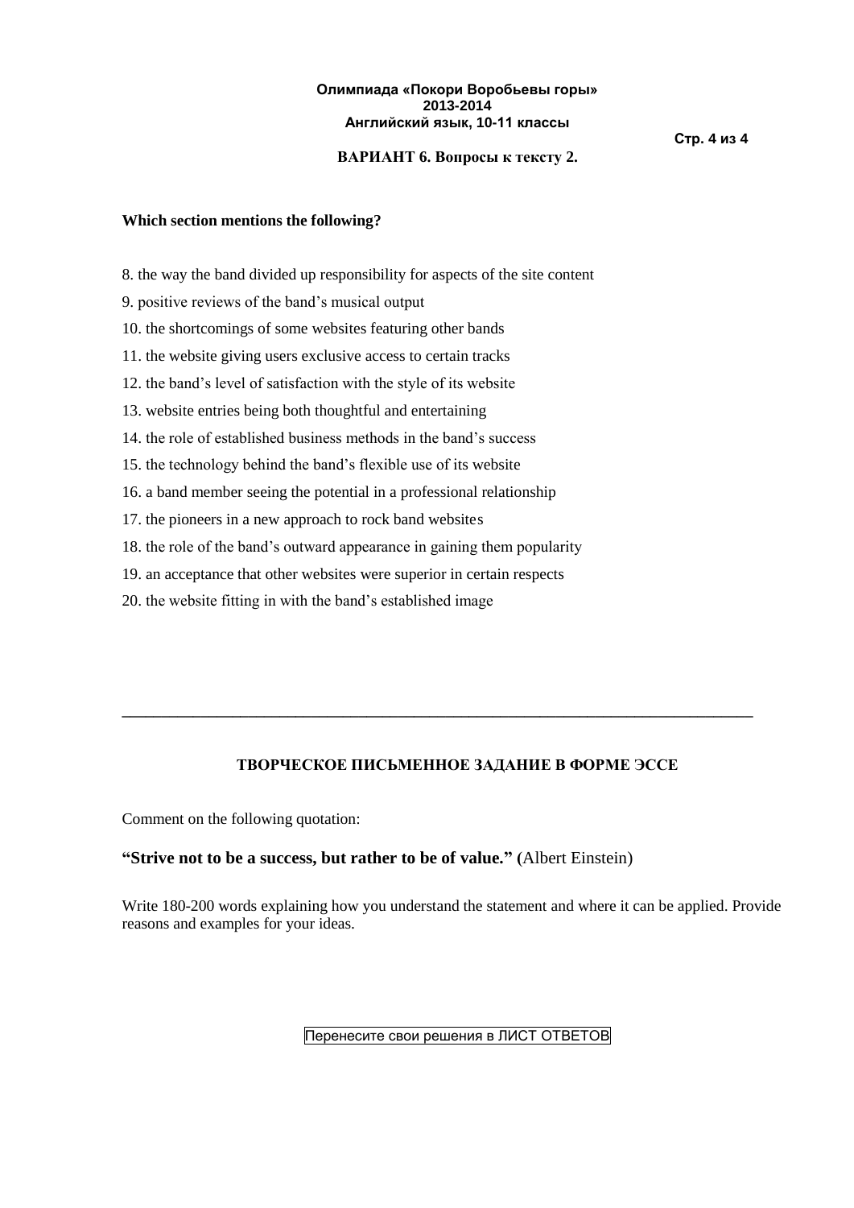**ВАРИАНТ 6. Вопросы к тексту 2.**

**Which section mentions the following?**

8. the way the band divided up responsibility for aspects of the site content
9. positive reviews of the band's musical output
10. the shortcomings of some websites featuring other bands
11. the website giving users exclusive access to certain tracks
12. the band's level of satisfaction with the style of its website
13. website entries being both thoughtful and entertaining
14. the role of established business methods in the band's success
15. the technology behind the band's flexible use of its website
16. a band member seeing the potential in a professional relationship
17. the pioneers in a new approach to rock band websites
18. the role of the band's outward appearance in gaining them popularity
19. an acceptance that other websites were superior in certain respects
20. the website fitting in with the band's established image

---

## ТВОРЧЕСКОЕ ПИСЬМЕННОЕ ЗАДАНИЕ В ФОРМЕ ЭССЕ

Comment on the following quotation:

**"Strive not to be a success, but rather to be of value." (**Albert Einstein)

Write 180-200 words explaining how you understand the statement and where it can be applied. Provide reasons and examples for your ideas.

Перенесите свои решения в ЛИСТ ОТВЕТОВ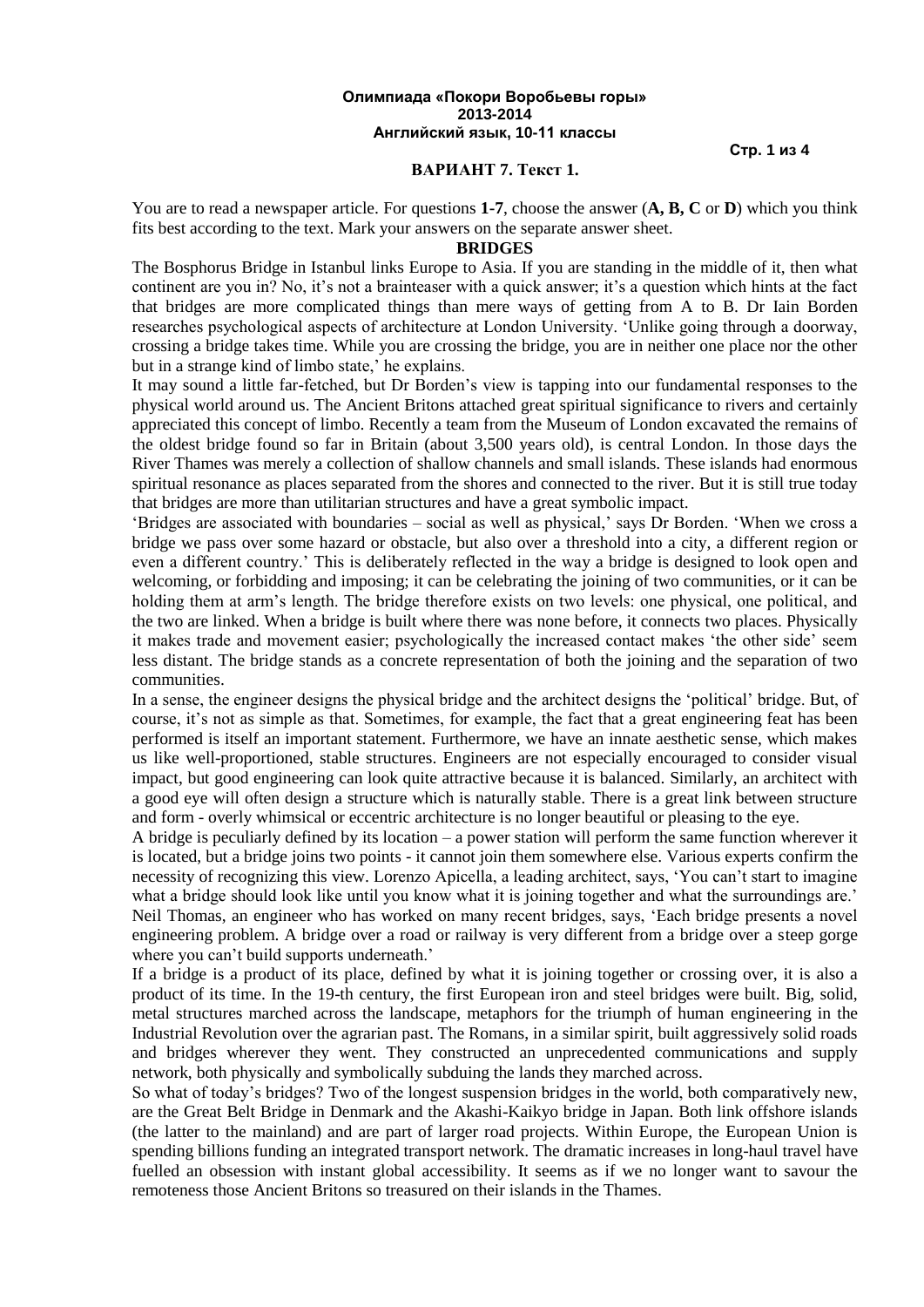**Олимпиада «Покори Воробьевы горы»**
**2013-2014**
**Английский язык, 10-11 классы**

## ВАРИАНТ 7. Текст 1.

You are to read a newspaper article. For questions **1-7**, choose the answer (**A, B, C** or **D**) which you think fits best according to the text. Mark your answers on the separate answer sheet.

### BRIDGES

The Bosphorus Bridge in Istanbul links Europe to Asia. If you are standing in the middle of it, then what continent are you in? No, it's not a brainteaser with a quick answer; it's a question which hints at the fact that bridges are more complicated things than mere ways of getting from A to B. Dr Iain Borden researches psychological aspects of architecture at London University. 'Unlike going through a doorway, crossing a bridge takes time. While you are crossing the bridge, you are in neither one place nor the other but in a strange kind of limbo state,' he explains.

It may sound a little far-fetched, but Dr Borden's view is tapping into our fundamental responses to the physical world around us. The Ancient Britons attached great spiritual significance to rivers and certainly appreciated this concept of limbo. Recently a team from the Museum of London excavated the remains of the oldest bridge found so far in Britain (about 3,500 years old), is central London. In those days the River Thames was merely a collection of shallow channels and small islands. These islands had enormous spiritual resonance as places separated from the shores and connected to the river. But it is still true today that bridges are more than utilitarian structures and have a great symbolic impact.

'Bridges are associated with boundaries – social as well as physical,' says Dr Borden. 'When we cross a bridge we pass over some hazard or obstacle, but also over a threshold into a city, a different region or even a different country.' This is deliberately reflected in the way a bridge is designed to look open and welcoming, or forbidding and imposing; it can be celebrating the joining of two communities, or it can be holding them at arm's length. The bridge therefore exists on two levels: one physical, one political, and the two are linked. When a bridge is built where there was none before, it connects two places. Physically it makes trade and movement easier; psychologically the increased contact makes 'the other side' seem less distant. The bridge stands as a concrete representation of both the joining and the separation of two communities.

In a sense, the engineer designs the physical bridge and the architect designs the 'political' bridge. But, of course, it's not as simple as that. Sometimes, for example, the fact that a great engineering feat has been performed is itself an important statement. Furthermore, we have an innate aesthetic sense, which makes us like well-proportioned, stable structures. Engineers are not especially encouraged to consider visual impact, but good engineering can look quite attractive because it is balanced. Similarly, an architect with a good eye will often design a structure which is naturally stable. There is a great link between structure and form - overly whimsical or eccentric architecture is no longer beautiful or pleasing to the eye.

A bridge is peculiarly defined by its location – a power station will perform the same function wherever it is located, but a bridge joins two points - it cannot join them somewhere else. Various experts confirm the necessity of recognizing this view. Lorenzo Apicella, a leading architect, says, 'You can't start to imagine what a bridge should look like until you know what it is joining together and what the surroundings are.' Neil Thomas, an engineer who has worked on many recent bridges, says, 'Each bridge presents a novel engineering problem. A bridge over a road or railway is very different from a bridge over a steep gorge where you can't build supports underneath.'

If a bridge is a product of its place, defined by what it is joining together or crossing over, it is also a product of its time. In the 19-th century, the first European iron and steel bridges were built. Big, solid, metal structures marched across the landscape, metaphors for the triumph of human engineering in the Industrial Revolution over the agrarian past. The Romans, in a similar spirit, built aggressively solid roads and bridges wherever they went. They constructed an unprecedented communications and supply network, both physically and symbolically subduing the lands they marched across.

So what of today's bridges? Two of the longest suspension bridges in the world, both comparatively new, are the Great Belt Bridge in Denmark and the Akashi-Kaikyo bridge in Japan. Both link offshore islands (the latter to the mainland) and are part of larger road projects. Within Europe, the European Union is spending billions funding an integrated transport network. The dramatic increases in long-haul travel have fuelled an obsession with instant global accessibility. It seems as if we no longer want to savour the remoteness those Ancient Britons so treasured on their islands in the Thames.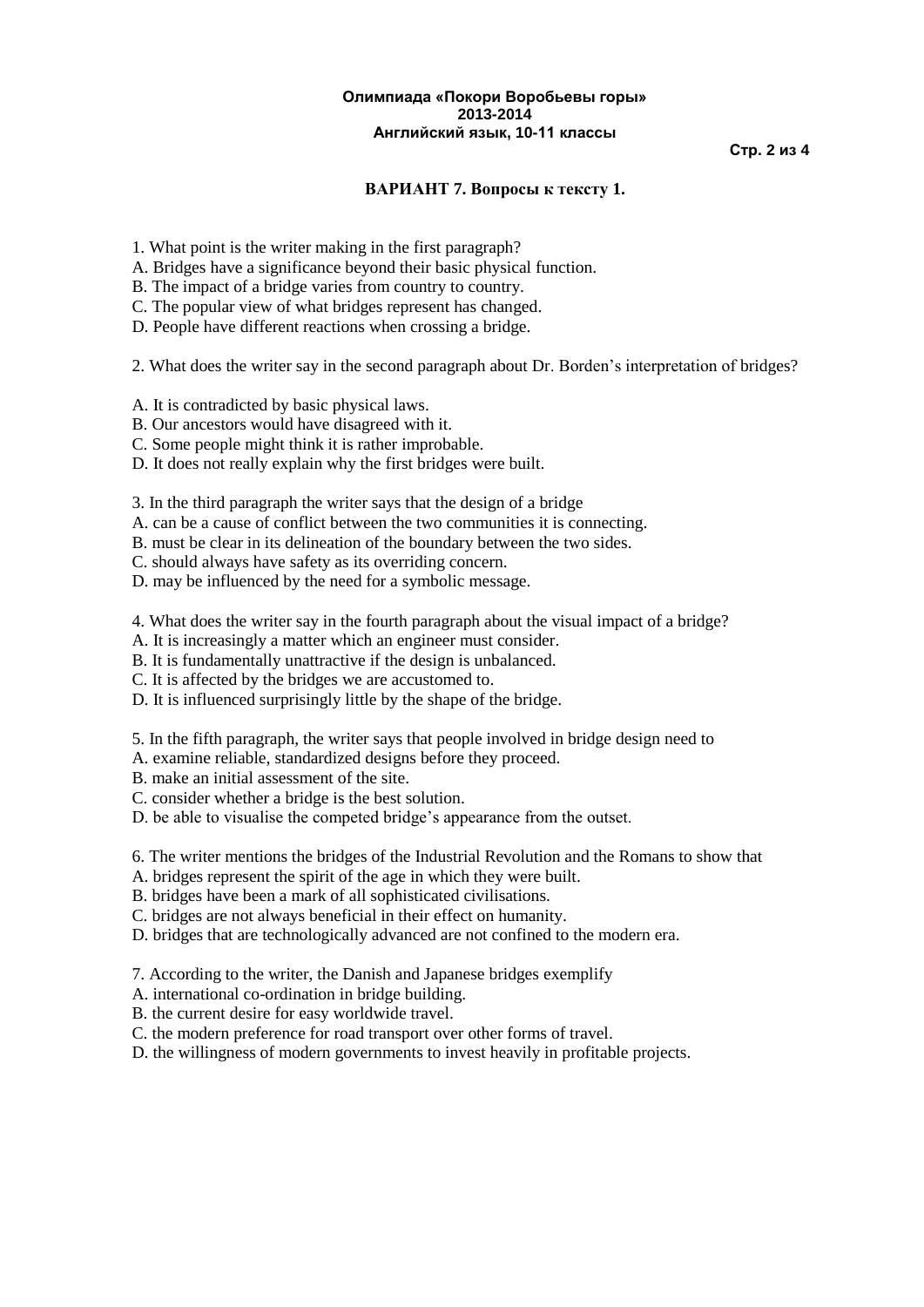**Олимпиада «Покори Воробьевы горы»**
**2013-2014**
**Английский язык, 10-11 классы**

## ВАРИАНТ 7. Вопросы к тексту 1.

1. What point is the writer making in the first paragraph?
A. Bridges have a significance beyond their basic physical function.
B. The impact of a bridge varies from country to country.
C. The popular view of what bridges represent has changed.
D. People have different reactions when crossing a bridge.

2. What does the writer say in the second paragraph about Dr. Borden's interpretation of bridges?

A. It is contradicted by basic physical laws.
B. Our ancestors would have disagreed with it.
C. Some people might think it is rather improbable.
D. It does not really explain why the first bridges were built.

3. In the third paragraph the writer says that the design of a bridge
A. can be a cause of conflict between the two communities it is connecting.
B. must be clear in its delineation of the boundary between the two sides.
C. should always have safety as its overriding concern.
D. may be influenced by the need for a symbolic message.

4. What does the writer say in the fourth paragraph about the visual impact of a bridge?
A. It is increasingly a matter which an engineer must consider.
B. It is fundamentally unattractive if the design is unbalanced.
C. It is affected by the bridges we are accustomed to.
D. It is influenced surprisingly little by the shape of the bridge.

5. In the fifth paragraph, the writer says that people involved in bridge design need to
A. examine reliable, standardized designs before they proceed.
B. make an initial assessment of the site.
C. consider whether a bridge is the best solution.
D. be able to visualise the competed bridge's appearance from the outset.

6. The writer mentions the bridges of the Industrial Revolution and the Romans to show that
A. bridges represent the spirit of the age in which they were built.
B. bridges have been a mark of all sophisticated civilisations.
C. bridges are not always beneficial in their effect on humanity.
D. bridges that are technologically advanced are not confined to the modern era.

7. According to the writer, the Danish and Japanese bridges exemplify
A. international co-ordination in bridge building.
B. the current desire for easy worldwide travel.
C. the modern preference for road transport over other forms of travel.
D. the willingness of modern governments to invest heavily in profitable projects.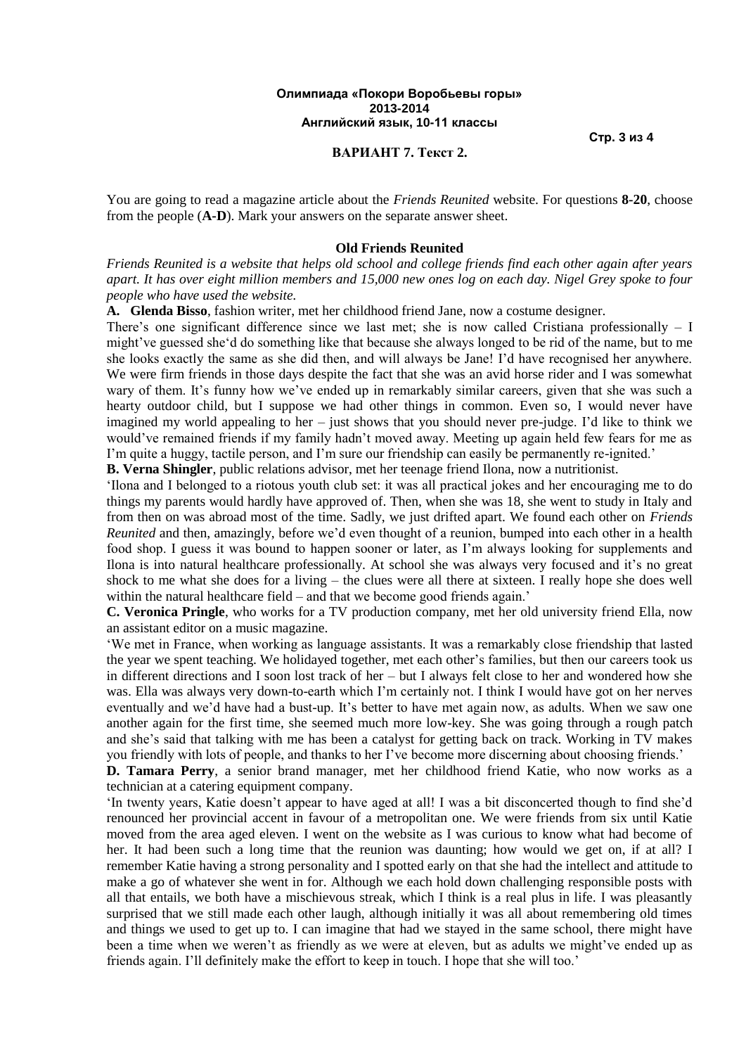**Олимпиада «Покори Воробьевы горы»**
**2013-2014**
**Английский язык, 10-11 классы**

**ВАРИАНТ 7. Текст 2.**

You are going to read a magazine article about the *Friends Reunited* website. For questions **8-20**, choose from the people (**A-D**). Mark your answers on the separate answer sheet.

**Old Friends Reunited**

*Friends Reunited is a website that helps old school and college friends find each other again after years apart. It has over eight million members and 15,000 new ones log on each day. Nigel Grey spoke to four people who have used the website.*

**A. Glenda Bisso**, fashion writer, met her childhood friend Jane, now a costume designer.

There's one significant difference since we last met; she is now called Cristiana professionally – I might've guessed she'd do something like that because she always longed to be rid of the name, but to me she looks exactly the same as she did then, and will always be Jane! I'd have recognised her anywhere. We were firm friends in those days despite the fact that she was an avid horse rider and I was somewhat wary of them. It's funny how we've ended up in remarkably similar careers, given that she was such a hearty outdoor child, but I suppose we had other things in common. Even so, I would never have imagined my world appealing to her – just shows that you should never pre-judge. I'd like to think we would've remained friends if my family hadn't moved away. Meeting up again held few fears for me as I'm quite a huggy, tactile person, and I'm sure our friendship can easily be permanently re-ignited.'

**B. Verna Shingler**, public relations advisor, met her teenage friend Ilona, now a nutritionist.

'Ilona and I belonged to a riotous youth club set: it was all practical jokes and her encouraging me to do things my parents would hardly have approved of. Then, when she was 18, she went to study in Italy and from then on was abroad most of the time. Sadly, we just drifted apart. We found each other on *Friends Reunited* and then, amazingly, before we'd even thought of a reunion, bumped into each other in a health food shop. I guess it was bound to happen sooner or later, as I'm always looking for supplements and Ilona is into natural healthcare professionally. At school she was always very focused and it's no great shock to me what she does for a living – the clues were all there at sixteen. I really hope she does well within the natural healthcare field – and that we become good friends again.'

**C. Veronica Pringle**, who works for a TV production company, met her old university friend Ella, now an assistant editor on a music magazine.

'We met in France, when working as language assistants. It was a remarkably close friendship that lasted the year we spent teaching. We holidayed together, met each other's families, but then our careers took us in different directions and I soon lost track of her – but I always felt close to her and wondered how she was. Ella was always very down-to-earth which I'm certainly not. I think I would have got on her nerves eventually and we'd have had a bust-up. It's better to have met again now, as adults. When we saw one another again for the first time, she seemed much more low-key. She was going through a rough patch and she's said that talking with me has been a catalyst for getting back on track. Working in TV makes you friendly with lots of people, and thanks to her I've become more discerning about choosing friends.'

**D. Tamara Perry**, a senior brand manager, met her childhood friend Katie, who now works as a technician at a catering equipment company.

'In twenty years, Katie doesn't appear to have aged at all! I was a bit disconcerted though to find she'd renounced her provincial accent in favour of a metropolitan one. We were friends from six until Katie moved from the area aged eleven. I went on the website as I was curious to know what had become of her. It had been such a long time that the reunion was daunting; how would we get on, if at all? I remember Katie having a strong personality and I spotted early on that she had the intellect and attitude to make a go of whatever she went in for. Although we each hold down challenging responsible posts with all that entails, we both have a mischievous streak, which I think is a real plus in life. I was pleasantly surprised that we still made each other laugh, although initially it was all about remembering old times and things we used to get up to. I can imagine that had we stayed in the same school, there might have been a time when we weren't as friendly as we were at eleven, but as adults we might've ended up as friends again. I'll definitely make the effort to keep in touch. I hope that she will too.'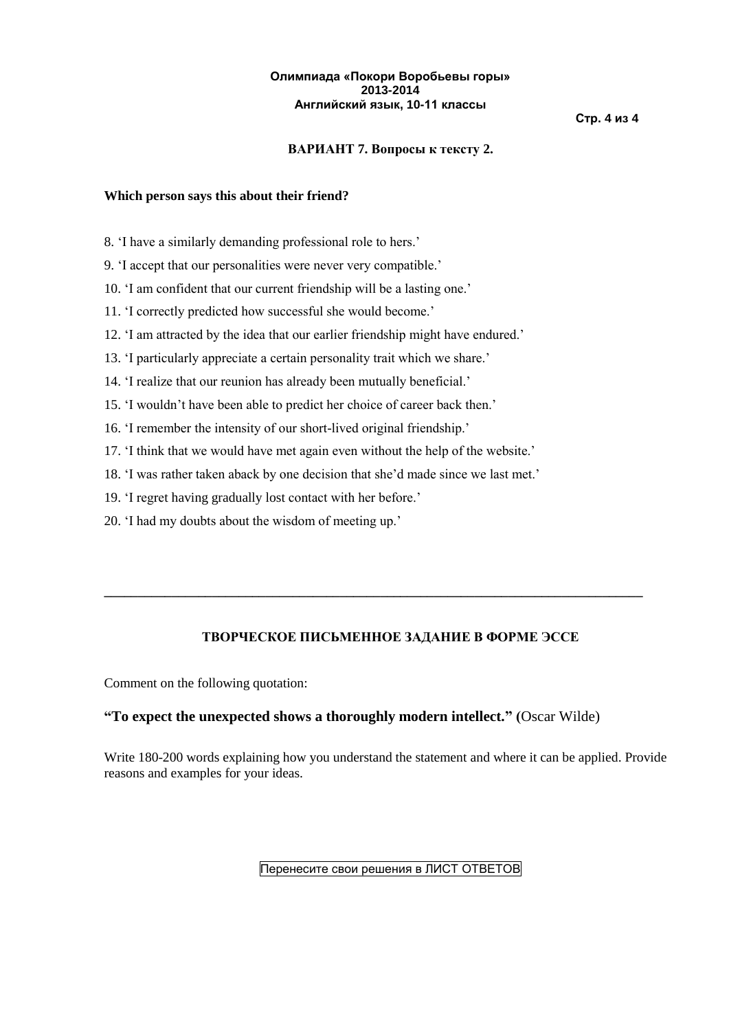**ВАРИАНТ 7. Вопросы к тексту 2.**

**Which person says this about their friend?**

8. 'I have a similarly demanding professional role to hers.'
9. 'I accept that our personalities were never very compatible.'
10. 'I am confident that our current friendship will be a lasting one.'
11. 'I correctly predicted how successful she would become.'
12. 'I am attracted by the idea that our earlier friendship might have endured.'
13. 'I particularly appreciate a certain personality trait which we share.'
14. 'I realize that our reunion has already been mutually beneficial.'
15. 'I wouldn't have been able to predict her choice of career back then.'
16. 'I remember the intensity of our short-lived original friendship.'
17. 'I think that we would have met again even without the help of the website.'
18. 'I was rather taken aback by one decision that she'd made since we last met.'
19. 'I regret having gradually lost contact with her before.'
20. 'I had my doubts about the wisdom of meeting up.'

---

**ТВОРЧЕСКОЕ ПИСЬМЕННОЕ ЗАДАНИЕ В ФОРМЕ ЭССЕ**

Comment on the following quotation:

**"To expect the unexpected shows a thoroughly modern intellect."** (Oscar Wilde)

Write 180-200 words explaining how you understand the statement and where it can be applied. Provide reasons and examples for your ideas.

Перенесите свои решения в ЛИСТ ОТВЕТОВ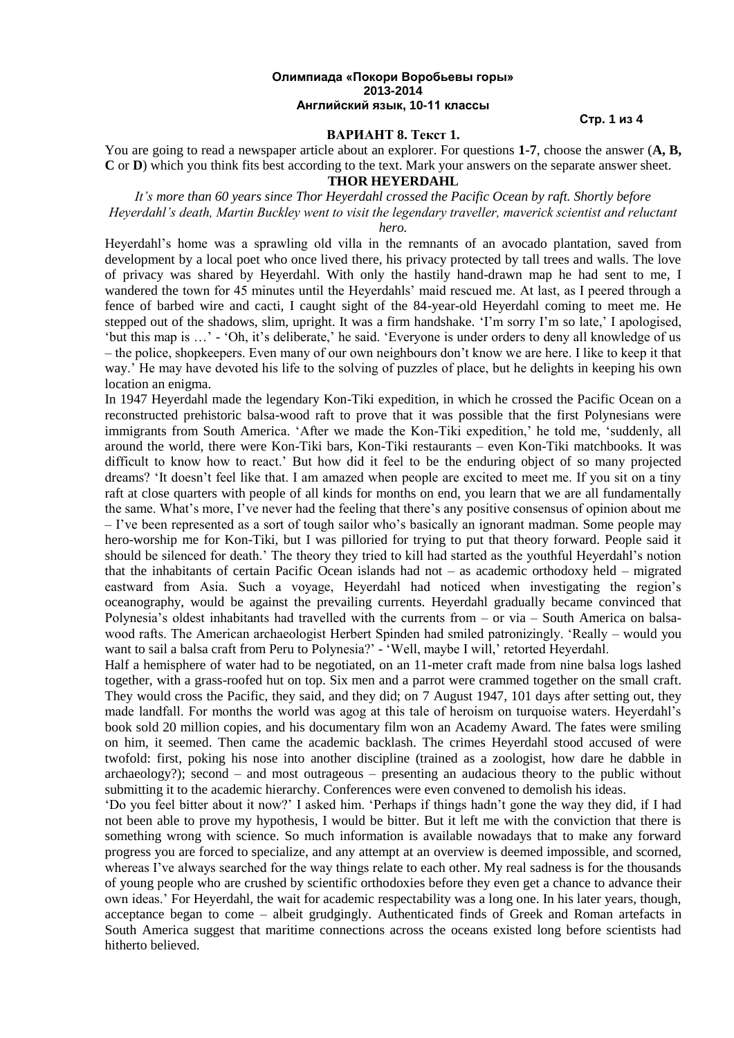**Олимпиада «Покори Воробьевы горы»**
**2013-2014**
**Английский язык, 10-11 классы**

**ВАРИАНТ 8. Текст 1.**

You are going to read a newspaper article about an explorer. For questions **1-7**, choose the answer (**A, B, C** or **D**) which you think fits best according to the text. Mark your answers on the separate answer sheet.

**THOR HEYERDAHL**

*It's more than 60 years since Thor Heyerdahl crossed the Pacific Ocean by raft. Shortly before Heyerdahl's death, Martin Buckley went to visit the legendary traveller, maverick scientist and reluctant hero.*

Heyerdahl's home was a sprawling old villa in the remnants of an avocado plantation, saved from development by a local poet who once lived there, his privacy protected by tall trees and walls. The love of privacy was shared by Heyerdahl. With only the hastily hand-drawn map he had sent to me, I wandered the town for 45 minutes until the Heyerdahls' maid rescued me. At last, as I peered through a fence of barbed wire and cacti, I caught sight of the 84-year-old Heyerdahl coming to meet me. He stepped out of the shadows, slim, upright. It was a firm handshake. 'I'm sorry I'm so late,' I apologised, 'but this map is …' - 'Oh, it's deliberate,' he said. 'Everyone is under orders to deny all knowledge of us – the police, shopkeepers. Even many of our own neighbours don't know we are here. I like to keep it that way.' He may have devoted his life to the solving of puzzles of place, but he delights in keeping his own location an enigma.

In 1947 Heyerdahl made the legendary Kon-Tiki expedition, in which he crossed the Pacific Ocean on a reconstructed prehistoric balsa-wood raft to prove that it was possible that the first Polynesians were immigrants from South America. 'After we made the Kon-Tiki expedition,' he told me, 'suddenly, all around the world, there were Kon-Tiki bars, Kon-Tiki restaurants – even Kon-Tiki matchbooks. It was difficult to know how to react.' But how did it feel to be the enduring object of so many projected dreams? 'It doesn't feel like that. I am amazed when people are excited to meet me. If you sit on a tiny raft at close quarters with people of all kinds for months on end, you learn that we are all fundamentally the same. What's more, I've never had the feeling that there's any positive consensus of opinion about me – I've been represented as a sort of tough sailor who's basically an ignorant madman. Some people may hero-worship me for Kon-Tiki, but I was pilloried for trying to put that theory forward. People said it should be silenced for death.' The theory they tried to kill had started as the youthful Heyerdahl's notion that the inhabitants of certain Pacific Ocean islands had not – as academic orthodoxy held – migrated eastward from Asia. Such a voyage, Heyerdahl had noticed when investigating the region's oceanography, would be against the prevailing currents. Heyerdahl gradually became convinced that Polynesia's oldest inhabitants had travelled with the currents from – or via – South America on balsa-wood rafts. The American archaeologist Herbert Spinden had smiled patronizingly. 'Really – would you want to sail a balsa craft from Peru to Polynesia?' - 'Well, maybe I will,' retorted Heyerdahl.

Half a hemisphere of water had to be negotiated, on an 11-meter craft made from nine balsa logs lashed together, with a grass-roofed hut on top. Six men and a parrot were crammed together on the small craft. They would cross the Pacific, they said, and they did; on 7 August 1947, 101 days after setting out, they made landfall. For months the world was agog at this tale of heroism on turquoise waters. Heyerdahl's book sold 20 million copies, and his documentary film won an Academy Award. The fates were smiling on him, it seemed. Then came the academic backlash. The crimes Heyerdahl stood accused of were twofold: first, poking his nose into another discipline (trained as a zoologist, how dare he dabble in archaeology?); second – and most outrageous – presenting an audacious theory to the public without submitting it to the academic hierarchy. Conferences were even convened to demolish his ideas.

'Do you feel bitter about it now?' I asked him. 'Perhaps if things hadn't gone the way they did, if I had not been able to prove my hypothesis, I would be bitter. But it left me with the conviction that there is something wrong with science. So much information is available nowadays that to make any forward progress you are forced to specialize, and any attempt at an overview is deemed impossible, and scorned, whereas I've always searched for the way things relate to each other. My real sadness is for the thousands of young people who are crushed by scientific orthodoxies before they even get a chance to advance their own ideas.' For Heyerdahl, the wait for academic respectability was a long one. In his later years, though, acceptance began to come – albeit grudgingly. Authenticated finds of Greek and Roman artefacts in South America suggest that maritime connections across the oceans existed long before scientists had hitherto believed.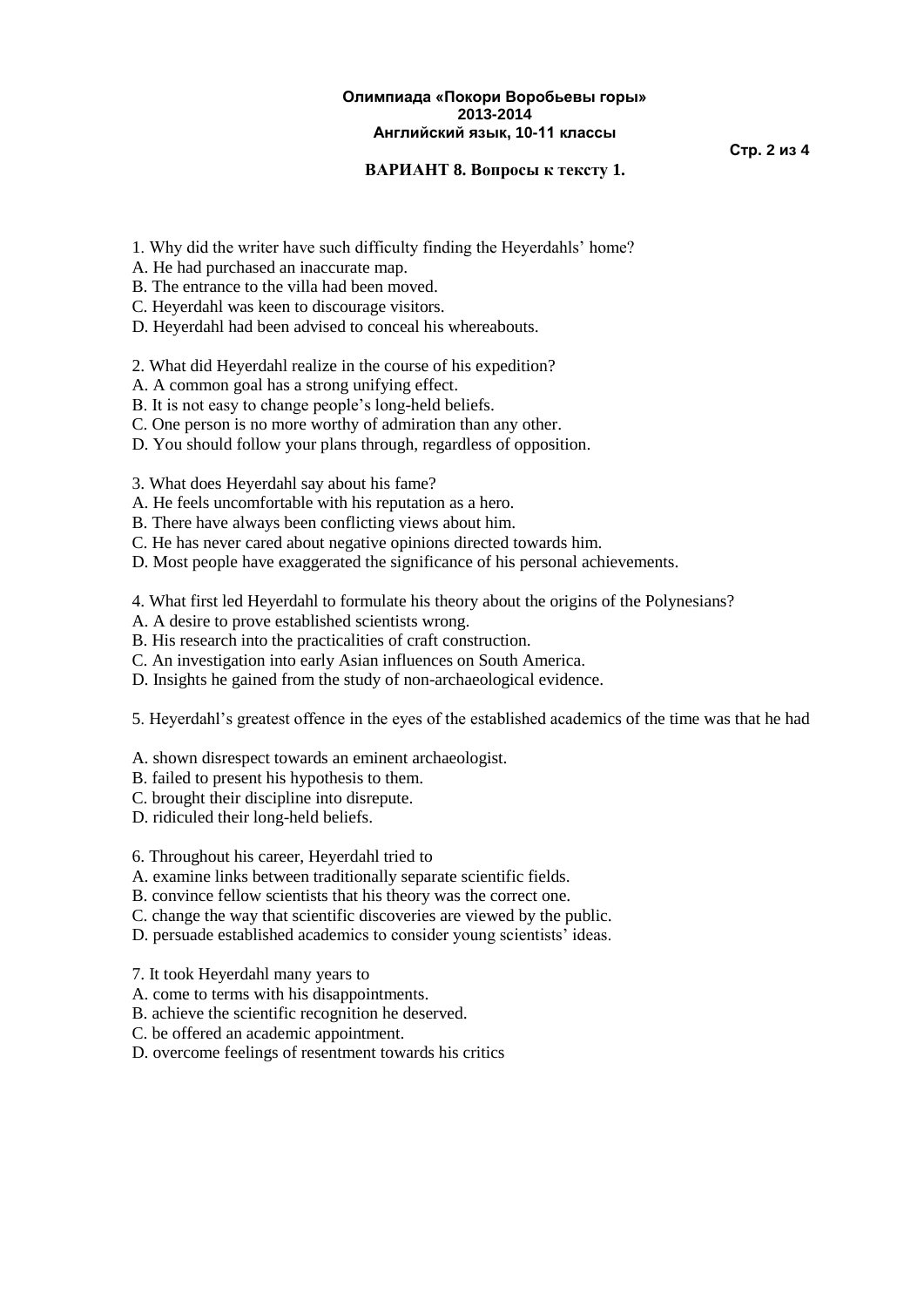**Олимпиада «Покори Воробьевы горы»**
**2013-2014**
**Английский язык, 10-11 классы**

## ВАРИАНТ 8. Вопросы к тексту 1.

1. Why did the writer have such difficulty finding the Heyerdahls' home?
A. He had purchased an inaccurate map.
B. The entrance to the villa had been moved.
C. Heyerdahl was keen to discourage visitors.
D. Heyerdahl had been advised to conceal his whereabouts.

2. What did Heyerdahl realize in the course of his expedition?
A. A common goal has a strong unifying effect.
B. It is not easy to change people's long-held beliefs.
C. One person is no more worthy of admiration than any other.
D. You should follow your plans through, regardless of opposition.

3. What does Heyerdahl say about his fame?
A. He feels uncomfortable with his reputation as a hero.
B. There have always been conflicting views about him.
C. He has never cared about negative opinions directed towards him.
D. Most people have exaggerated the significance of his personal achievements.

4. What first led Heyerdahl to formulate his theory about the origins of the Polynesians?
A. A desire to prove established scientists wrong.
B. His research into the practicalities of craft construction.
C. An investigation into early Asian influences on South America.
D. Insights he gained from the study of non-archaeological evidence.

5. Heyerdahl's greatest offence in the eyes of the established academics of the time was that he had

A. shown disrespect towards an eminent archaeologist.
B. failed to present his hypothesis to them.
C. brought their discipline into disrepute.
D. ridiculed their long-held beliefs.

6. Throughout his career, Heyerdahl tried to
A. examine links between traditionally separate scientific fields.
B. convince fellow scientists that his theory was the correct one.
C. change the way that scientific discoveries are viewed by the public.
D. persuade established academics to consider young scientists' ideas.

7. It took Heyerdahl many years to
A. come to terms with his disappointments.
B. achieve the scientific recognition he deserved.
C. be offered an academic appointment.
D. overcome feelings of resentment towards his critics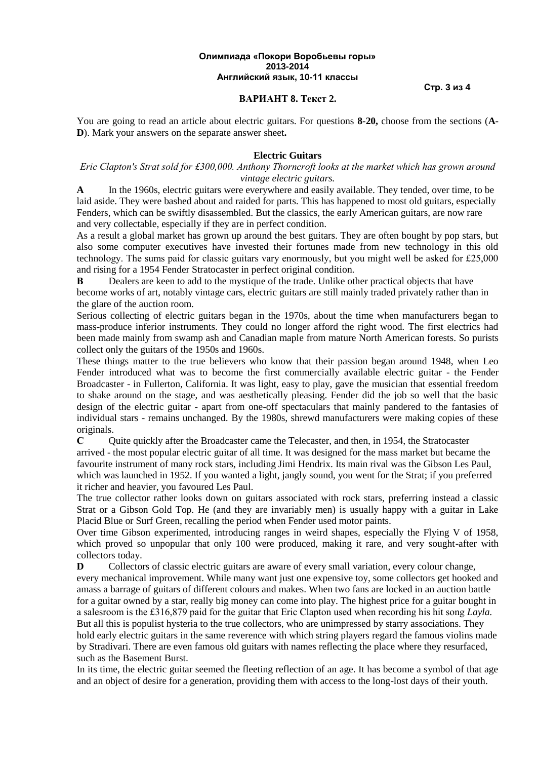**Олимпиада «Покори Воробьевы горы»**
**2013-2014**
**Английский язык, 10-11 классы**

**ВАРИАНТ 8. Текст 2.**

You are going to read an article about electric guitars. For questions **8-20,** choose from the sections (**A-D**). Mark your answers on the separate answer sheet**.**

**Electric Guitars**

*Eric Clapton's Strat sold for £300,000. Anthony Thorncroft looks at the market which has grown around vintage electric guitars.*

**A** In the 1960s, electric guitars were everywhere and easily available. They tended, over time, to be laid aside. They were bashed about and raided for parts. This has happened to most old guitars, especially Fenders, which can be swiftly disassembled. But the classics, the early American guitars, are now rare and very collectable, especially if they are in perfect condition.

As a result a global market has grown up around the best guitars. They are often bought by pop stars, but also some computer executives have invested their fortunes made from new technology in this old technology. The sums paid for classic guitars vary enormously, but you might well be asked for £25,000 and rising for a 1954 Fender Stratocaster in perfect original condition.

**B** Dealers are keen to add to the mystique of the trade. Unlike other practical objects that have become works of art, notably vintage cars, electric guitars are still mainly traded privately rather than in the glare of the auction room.

Serious collecting of electric guitars began in the 1970s, about the time when manufacturers began to mass-produce inferior instruments. They could no longer afford the right wood. The first electrics had been made mainly from swamp ash and Canadian maple from mature North American forests. So purists collect only the guitars of the 1950s and 1960s.

These things matter to the true believers who know that their passion began around 1948, when Leo Fender introduced what was to become the first commercially available electric guitar - the Fender Broadcaster - in Fullerton, California. It was light, easy to play, gave the musician that essential freedom to shake around on the stage, and was aesthetically pleasing. Fender did the job so well that the basic design of the electric guitar - apart from one-off spectaculars that mainly pandered to the fantasies of individual stars - remains unchanged. By the 1980s, shrewd manufacturers were making copies of these originals.

**C** Quite quickly after the Broadcaster came the Telecaster, and then, in 1954, the Stratocaster arrived - the most popular electric guitar of all time. It was designed for the mass market but became the favourite instrument of many rock stars, including Jimi Hendrix. Its main rival was the Gibson Les Paul, which was launched in 1952. If you wanted a light, jangly sound, you went for the Strat; if you preferred it richer and heavier, you favoured Les Paul.

The true collector rather looks down on guitars associated with rock stars, preferring instead a classic Strat or a Gibson Gold Top. He (and they are invariably men) is usually happy with a guitar in Lake Placid Blue or Surf Green, recalling the period when Fender used motor paints.

Over time Gibson experimented, introducing ranges in weird shapes, especially the Flying V of 1958, which proved so unpopular that only 100 were produced, making it rare, and very sought-after with collectors today.

**D** Collectors of classic electric guitars are aware of every small variation, every colour change, every mechanical improvement. While many want just one expensive toy, some collectors get hooked and amass a barrage of guitars of different colours and makes. When two fans are locked in an auction battle for a guitar owned by a star, really big money can come into play. The highest price for a guitar bought in a salesroom is the £316,879 paid for the guitar that Eric Clapton used when recording his hit song *Layla.*

But all this is populist hysteria to the true collectors, who are unimpressed by starry associations. They hold early electric guitars in the same reverence with which string players regard the famous violins made by Stradivari. There are even famous old guitars with names reflecting the place where they resurfaced, such as the Basement Burst.

In its time, the electric guitar seemed the fleeting reflection of an age. It has become a symbol of that age and an object of desire for a generation, providing them with access to the long-lost days of their youth.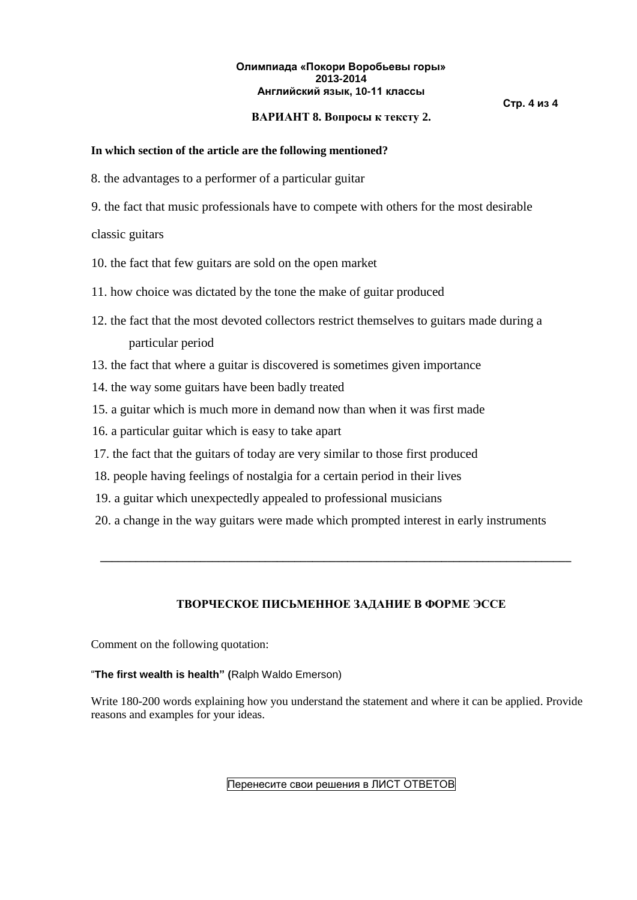**Олимпиада «Покори Воробьевы горы»**
**2013-2014**
**Английский язык, 10-11 классы**

**ВАРИАНТ 8. Вопросы к тексту 2.**

**In which section of the article are the following mentioned?**

8. the advantages to a performer of a particular guitar

9. the fact that music professionals have to compete with others for the most desirable classic guitars

10. the fact that few guitars are sold on the open market

11. how choice was dictated by the tone the make of guitar produced

12. the fact that the most devoted collectors restrict themselves to guitars made during a particular period

13. the fact that where a guitar is discovered is sometimes given importance

14. the way some guitars have been badly treated

15. a guitar which is much more in demand now than when it was first made

16. a particular guitar which is easy to take apart

17. the fact that the guitars of today are very similar to those first produced

18. people having feelings of nostalgia for a certain period in their lives

19. a guitar which unexpectedly appealed to professional musicians

20. a change in the way guitars were made which prompted interest in early instruments

---

## ТВОРЧЕСКОЕ ПИСЬМЕННОЕ ЗАДАНИЕ В ФОРМЕ ЭССЕ

Comment on the following quotation:

“**The first wealth is health” (**Ralph Waldo Emerson)

Write 180-200 words explaining how you understand the statement and where it can be applied. Provide reasons and examples for your ideas.

Перенесите свои решения в ЛИСТ ОТВЕТОВ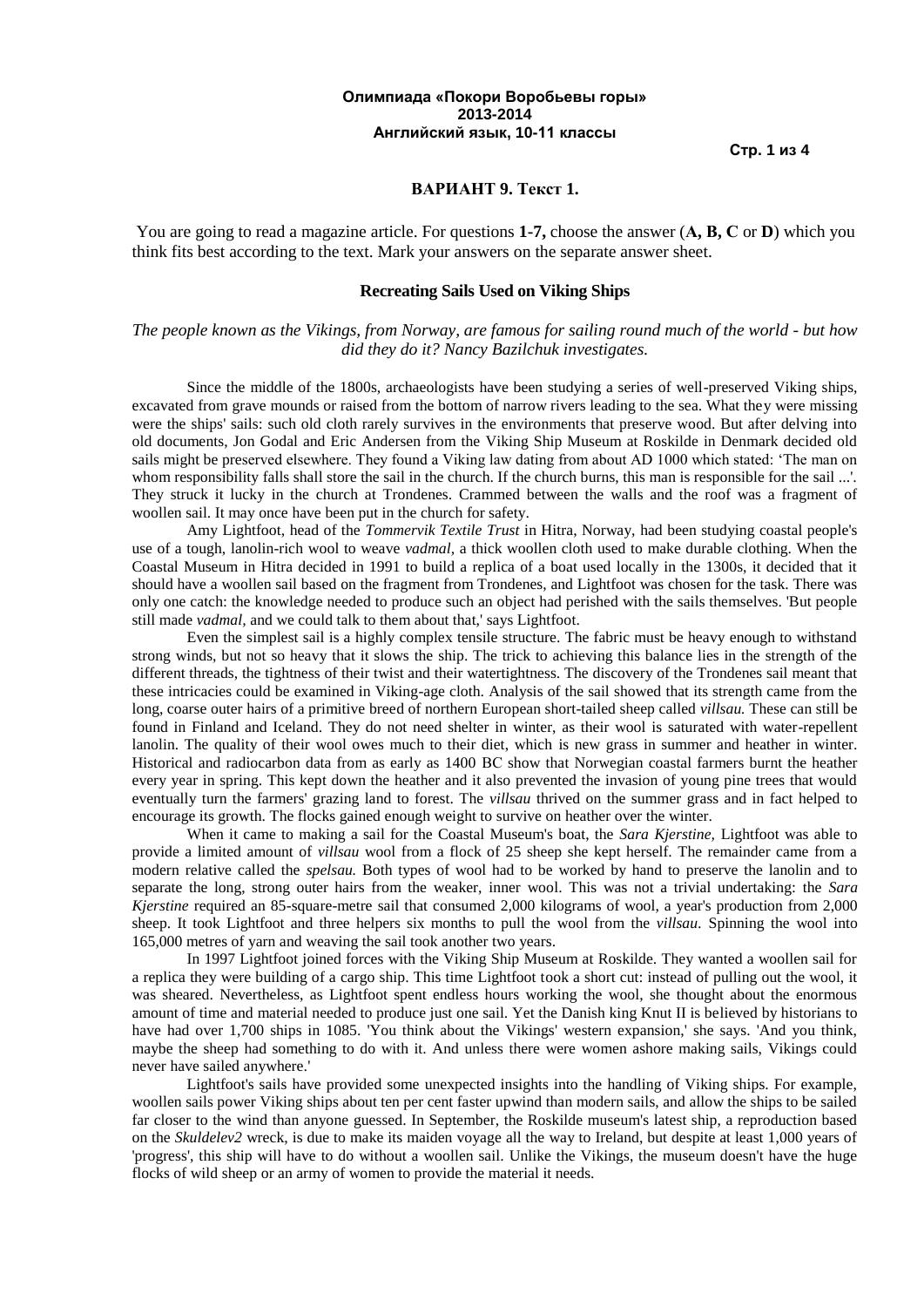**Олимпиада «Покори Воробьевы горы»**
**2013-2014**
**Английский язык, 10-11 классы**

### ВАРИАНТ 9. Текст 1.

You are going to read a magazine article. For questions **1-7,** choose the answer (**A, B, C** or **D**) which you think fits best according to the text. Mark your answers on the separate answer sheet.

## Recreating Sails Used on Viking Ships

*The people known as the Vikings, from Norway, are famous for sailing round much of the world - but how did they do it? Nancy Bazilchuk investigates.*

Since the middle of the 1800s, archaeologists have been studying a series of well-preserved Viking ships, excavated from grave mounds or raised from the bottom of narrow rivers leading to the sea. What they were missing were the ships' sails: such old cloth rarely survives in the environments that preserve wood. But after delving into old documents, Jon Godal and Eric Andersen from the Viking Ship Museum at Roskilde in Denmark decided old sails might be preserved elsewhere. They found a Viking law dating from about AD 1000 which stated: 'The man on whom responsibility falls shall store the sail in the church. If the church burns, this man is responsible for the sail ...'. They struck it lucky in the church at Trondenes. Crammed between the walls and the roof was a fragment of woollen sail. It may once have been put in the church for safety.

Amy Lightfoot, head of the *Tommervik Textile Trust* in Hitra, Norway, had been studying coastal people's use of a tough, lanolin-rich wool to weave *vadmal,* a thick woollen cloth used to make durable clothing. When the Coastal Museum in Hitra decided in 1991 to build a replica of a boat used locally in the 1300s, it decided that it should have a woollen sail based on the fragment from Trondenes, and Lightfoot was chosen for the task. There was only one catch: the knowledge needed to produce such an object had perished with the sails themselves. 'But people still made *vadmal,* and we could talk to them about that,' says Lightfoot.

Even the simplest sail is a highly complex tensile structure. The fabric must be heavy enough to withstand strong winds, but not so heavy that it slows the ship. The trick to achieving this balance lies in the strength of the different threads, the tightness of their twist and their watertightness. The discovery of the Trondenes sail meant that these intricacies could be examined in Viking-age cloth. Analysis of the sail showed that its strength came from the long, coarse outer hairs of a primitive breed of northern European short-tailed sheep called *villsau.* These can still be found in Finland and Iceland. They do not need shelter in winter, as their wool is saturated with water-repellent lanolin. The quality of their wool owes much to their diet, which is new grass in summer and heather in winter. Historical and radiocarbon data from as early as 1400 BC show that Norwegian coastal farmers burnt the heather every year in spring. This kept down the heather and it also prevented the invasion of young pine trees that would eventually turn the farmers' grazing land to forest. The *villsau* thrived on the summer grass and in fact helped to encourage its growth. The flocks gained enough weight to survive on heather over the winter.

When it came to making a sail for the Coastal Museum's boat, the *Sara Kjerstine,* Lightfoot was able to provide a limited amount of *villsau* wool from a flock of 25 sheep she kept herself. The remainder came from a modern relative called the *spelsau.* Both types of wool had to be worked by hand to preserve the lanolin and to separate the long, strong outer hairs from the weaker, inner wool. This was not a trivial undertaking: the *Sara Kjerstine* required an 85-square-metre sail that consumed 2,000 kilograms of wool, a year's production from 2,000 sheep. It took Lightfoot and three helpers six months to pull the wool from the *villsau.* Spinning the wool into 165,000 metres of yarn and weaving the sail took another two years.

In 1997 Lightfoot joined forces with the Viking Ship Museum at Roskilde. They wanted a woollen sail for a replica they were building of a cargo ship. This time Lightfoot took a short cut: instead of pulling out the wool, it was sheared. Nevertheless, as Lightfoot spent endless hours working the wool, she thought about the enormous amount of time and material needed to produce just one sail. Yet the Danish king Knut II is believed by historians to have had over 1,700 ships in 1085. 'You think about the Vikings' western expansion,' she says. 'And you think, maybe the sheep had something to do with it. And unless there were women ashore making sails, Vikings could never have sailed anywhere.'

Lightfoot's sails have provided some unexpected insights into the handling of Viking ships. For example, woollen sails power Viking ships about ten per cent faster upwind than modern sails, and allow the ships to be sailed far closer to the wind than anyone guessed. In September, the Roskilde museum's latest ship, a reproduction based on the *Skuldelev2* wreck, is due to make its maiden voyage all the way to Ireland, but despite at least 1,000 years of 'progress', this ship will have to do without a woollen sail. Unlike the Vikings, the museum doesn't have the huge flocks of wild sheep or an army of women to provide the material it needs.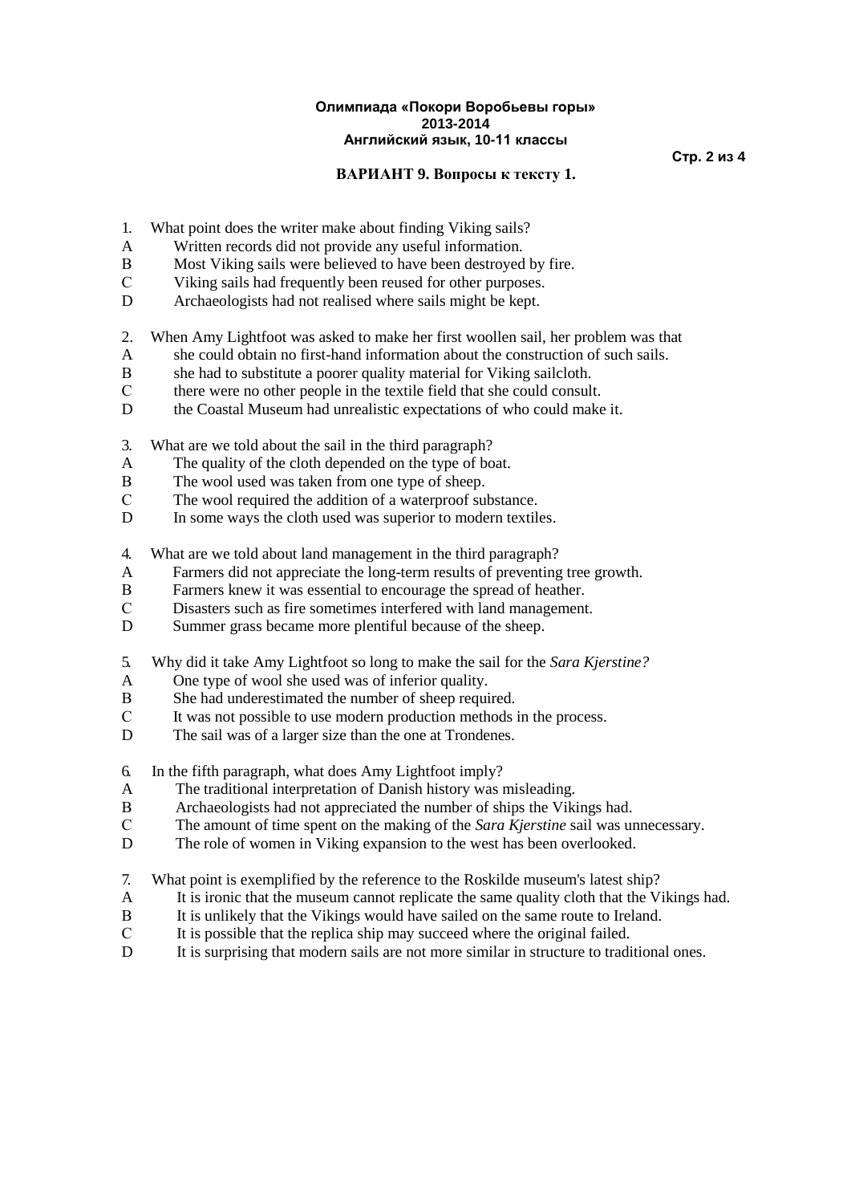**Олимпиада «Покори Воробьевы горы»**
**2013-2014**
**Английский язык, 10-11 классы**

## ВАРИАНТ 9. Вопросы к тексту 1.

1. What point does the writer make about finding Viking sails?
A Written records did not provide any useful information.
B Most Viking sails were believed to have been destroyed by fire.
C Viking sails had frequently been reused for other purposes.
D Archaeologists had not realised where sails might be kept.

2. When Amy Lightfoot was asked to make her first woollen sail, her problem was that
A she could obtain no first-hand information about the construction of such sails.
B she had to substitute a poorer quality material for Viking sailcloth.
C there were no other people in the textile field that she could consult.
D the Coastal Museum had unrealistic expectations of who could make it.

3. What are we told about the sail in the third paragraph?
A The quality of the cloth depended on the type of boat.
B The wool used was taken from one type of sheep.
C The wool required the addition of a waterproof substance.
D In some ways the cloth used was superior to modern textiles.

4. What are we told about land management in the third paragraph?
A Farmers did not appreciate the long-term results of preventing tree growth.
B Farmers knew it was essential to encourage the spread of heather.
C Disasters such as fire sometimes interfered with land management.
D Summer grass became more plentiful because of the sheep.

5. Why did it take Amy Lightfoot so long to make the sail for the *Sara Kjerstine?*
A One type of wool she used was of inferior quality.
B She had underestimated the number of sheep required.
C It was not possible to use modern production methods in the process.
D The sail was of a larger size than the one at Trondenes.

6. In the fifth paragraph, what does Amy Lightfoot imply?
A The traditional interpretation of Danish history was misleading.
B Archaeologists had not appreciated the number of ships the Vikings had.
C The amount of time spent on the making of the *Sara Kjerstine* sail was unnecessary.
D The role of women in Viking expansion to the west has been overlooked.

7. What point is exemplified by the reference to the Roskilde museum's latest ship?
A It is ironic that the museum cannot replicate the same quality cloth that the Vikings had.
B It is unlikely that the Vikings would have sailed on the same route to Ireland.
C It is possible that the replica ship may succeed where the original failed.
D It is surprising that modern sails are not more similar in structure to traditional ones.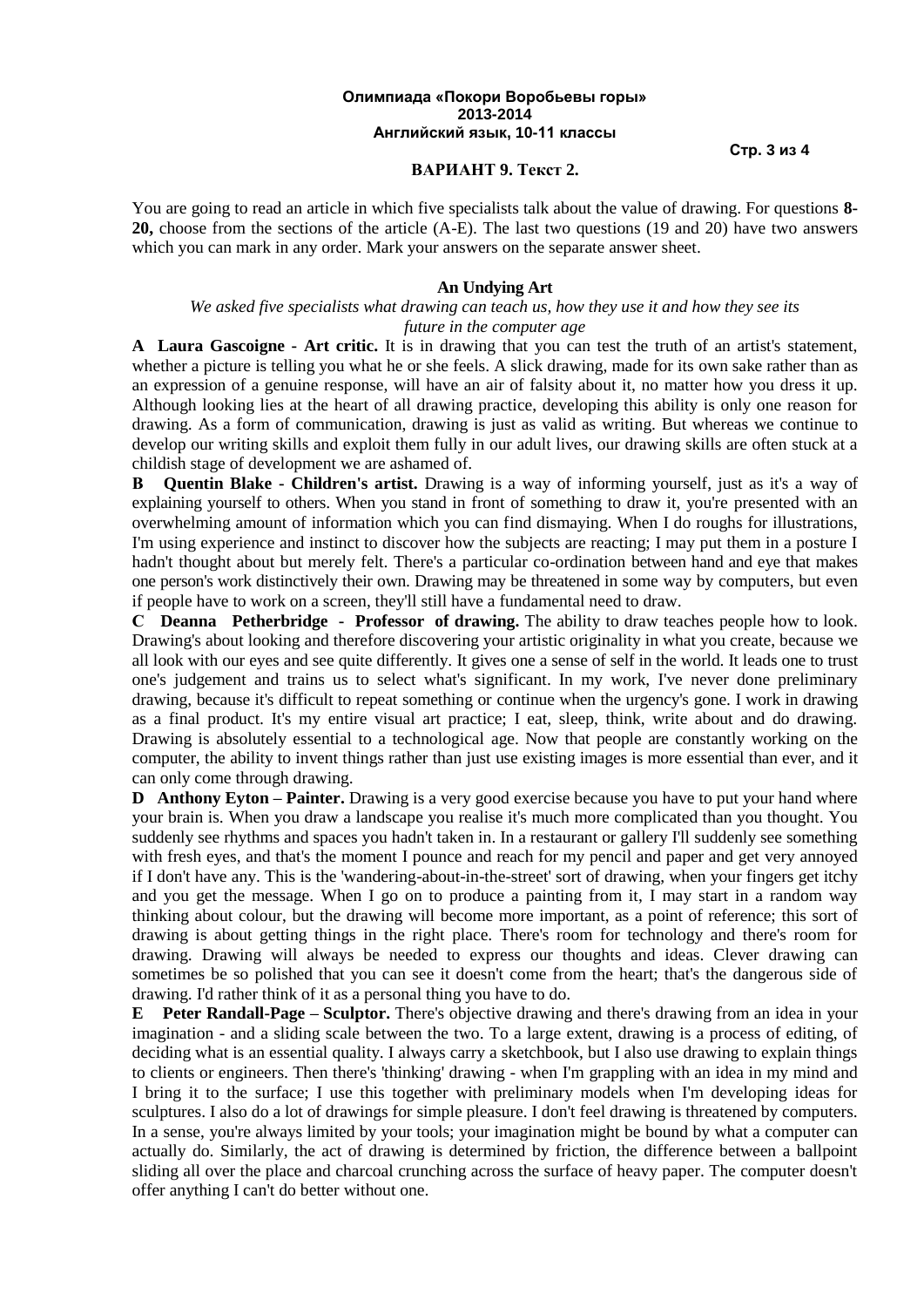**ВАРИАНТ 9. Текст 2.**

You are going to read an article in which five specialists talk about the value of drawing. For questions **8-20,** choose from the sections of the article (A-E). The last two questions (19 and 20) have two answers which you can mark in any order. Mark your answers on the separate answer sheet.

**An Undying Art**

*We asked five specialists what drawing can teach us, how they use it and how they see its future in the computer age*

**A Laura Gascoigne - Art critic.** It is in drawing that you can test the truth of an artist's statement, whether a picture is telling you what he or she feels. A slick drawing, made for its own sake rather than as an expression of a genuine response, will have an air of falsity about it, no matter how you dress it up. Although looking lies at the heart of all drawing practice, developing this ability is only one reason for drawing. As a form of communication, drawing is just as valid as writing. But whereas we continue to develop our writing skills and exploit them fully in our adult lives, our drawing skills are often stuck at a childish stage of development we are ashamed of.

**B Quentin Blake - Children's artist.** Drawing is a way of informing yourself, just as it's a way of explaining yourself to others. When you stand in front of something to draw it, you're presented with an overwhelming amount of information which you can find dismaying. When I do roughs for illustrations, I'm using experience and instinct to discover how the subjects are reacting; I may put them in a posture I hadn't thought about but merely felt. There's a particular co-ordination between hand and eye that makes one person's work distinctively their own. Drawing may be threatened in some way by computers, but even if people have to work on a screen, they'll still have a fundamental need to draw.

**C Deanna Petherbridge - Professor of drawing.** The ability to draw teaches people how to look. Drawing's about looking and therefore discovering your artistic originality in what you create, because we all look with our eyes and see quite differently. It gives one a sense of self in the world. It leads one to trust one's judgement and trains us to select what's significant. In my work, I've never done preliminary drawing, because it's difficult to repeat something or continue when the urgency's gone. I work in drawing as a final product. It's my entire visual art practice; I eat, sleep, think, write about and do drawing. Drawing is absolutely essential to a technological age. Now that people are constantly working on the computer, the ability to invent things rather than just use existing images is more essential than ever, and it can only come through drawing.

**D Anthony Eyton – Painter.** Drawing is a very good exercise because you have to put your hand where your brain is. When you draw a landscape you realise it's much more complicated than you thought. You suddenly see rhythms and spaces you hadn't taken in. In a restaurant or gallery I'll suddenly see something with fresh eyes, and that's the moment I pounce and reach for my pencil and paper and get very annoyed if I don't have any. This is the 'wandering-about-in-the-street' sort of drawing, when your fingers get itchy and you get the message. When I go on to produce a painting from it, I may start in a random way thinking about colour, but the drawing will become more important, as a point of reference; this sort of drawing is about getting things in the right place. There's room for technology and there's room for drawing. Drawing will always be needed to express our thoughts and ideas. Clever drawing can sometimes be so polished that you can see it doesn't come from the heart; that's the dangerous side of drawing. I'd rather think of it as a personal thing you have to do.

**E Peter Randall-Page – Sculptor.** There's objective drawing and there's drawing from an idea in your imagination - and a sliding scale between the two. To a large extent, drawing is a process of editing, of deciding what is an essential quality. I always carry a sketchbook, but I also use drawing to explain things to clients or engineers. Then there's 'thinking' drawing - when I'm grappling with an idea in my mind and I bring it to the surface; I use this together with preliminary models when I'm developing ideas for sculptures. I also do a lot of drawings for simple pleasure. I don't feel drawing is threatened by computers. In a sense, you're always limited by your tools; your imagination might be bound by what a computer can actually do. Similarly, the act of drawing is determined by friction, the difference between a ballpoint sliding all over the place and charcoal crunching across the surface of heavy paper. The computer doesn't offer anything I can't do better without one.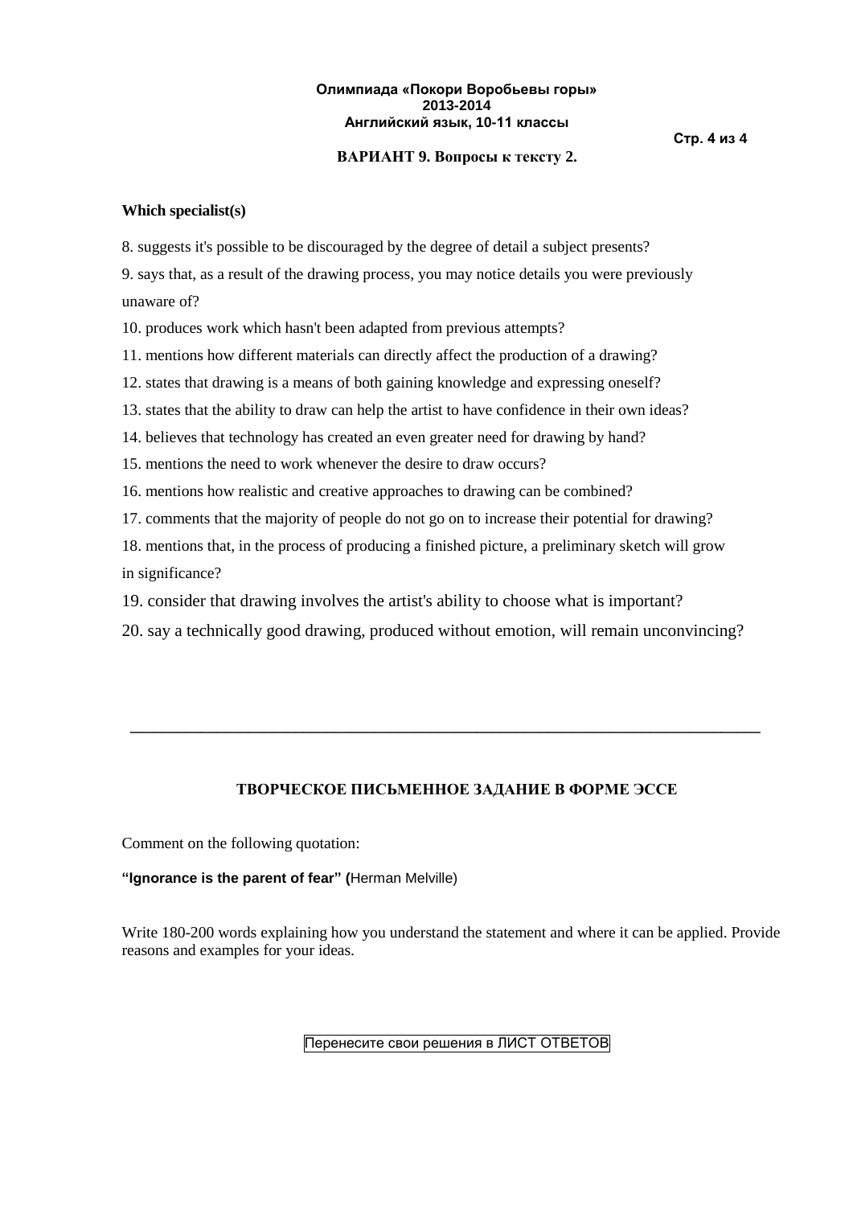**ВАРИАНТ 9. Вопросы к тексту 2.**

**Which specialist(s)**

8. suggests it's possible to be discouraged by the degree of detail a subject presents?

9. says that, as a result of the drawing process, you may notice details you were previously unaware of?

10. produces work which hasn't been adapted from previous attempts?

11. mentions how different materials can directly affect the production of a drawing?

12. states that drawing is a means of both gaining knowledge and expressing oneself?

13. states that the ability to draw can help the artist to have confidence in their own ideas?

14. believes that technology has created an even greater need for drawing by hand?

15. mentions the need to work whenever the desire to draw occurs?

16. mentions how realistic and creative approaches to drawing can be combined?

17. comments that the majority of people do not go on to increase their potential for drawing?

18. mentions that, in the process of producing a finished picture, a preliminary sketch will grow in significance?

19. consider that drawing involves the artist's ability to choose what is important?

20. say a technically good drawing, produced without emotion, will remain unconvincing?

---

## ТВОРЧЕСКОЕ ПИСЬМЕННОЕ ЗАДАНИЕ В ФОРМЕ ЭССЕ

Comment on the following quotation:

**“Ignorance is the parent of fear” (**Herman Melville)

Write 180-200 words explaining how you understand the statement and where it can be applied. Provide reasons and examples for your ideas.

Перенесите свои решения в ЛИСТ ОТВЕТОВ